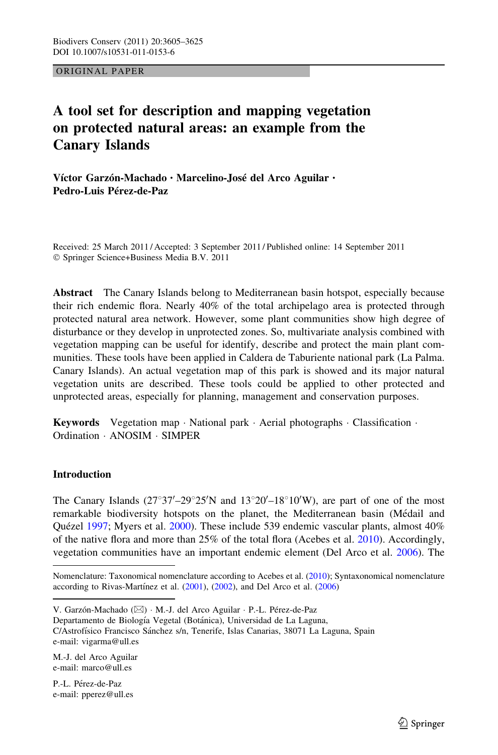ORIGINAL PAPER

# A tool set for description and mapping vegetation on protected natural areas: an example from the Canary Islands

**Víctor Garzón-Machado · Marcelino-José del Arco Aguilar · Pedro-Luis Pérez-de-Paz**

Received: 25 March 2011 / Accepted: 3 September 2011 / Published online: 14 September 2011
© Springer Science+Business Media B.V. 2011

**Abstract** The Canary Islands belong to Mediterranean basin hotspot, especially because their rich endemic flora. Nearly 40% of the total archipelago area is protected through protected natural area network. However, some plant communities show high degree of disturbance or they develop in unprotected zones. So, multivariate analysis combined with vegetation mapping can be useful for identify, describe and protect the main plant communities. These tools have been applied in Caldera de Taburiente national park (La Palma. Canary Islands). An actual vegetation map of this park is showed and its major natural vegetation units are described. These tools could be applied to other protected and unprotected areas, especially for planning, management and conservation purposes.

**Keywords** Vegetation map · National park · Aerial photographs · Classification · Ordination · ANOSIM · SIMPER

## Introduction

The Canary Islands (27°37′–29°25′N and 13°20′–18°10′W), are part of one of the most remarkable biodiversity hotspots on the planet, the Mediterranean basin (Médail and Quézel 1997; Myers et al. 2000). These include 539 endemic vascular plants, almost 40% of the native flora and more than 25% of the total flora (Acebes et al. 2010). Accordingly, vegetation communities have an important endemic element (Del Arco et al. 2006). The

---

Nomenclature: Taxonomical nomenclature according to Acebes et al. (2010); Syntaxonomical nomenclature according to Rivas-Martínez et al. (2001), (2002), and Del Arco et al. (2006)

V. Garzón-Machado (✉) · M.-J. del Arco Aguilar · P.-L. Pérez-de-Paz
Departamento de Biología Vegetal (Botánica), Universidad de La Laguna,
C/Astrofísico Francisco Sánchez s/n, Tenerife, Islas Canarias, 38071 La Laguna, Spain
e-mail: vigarma@ull.es

M.-J. del Arco Aguilar
e-mail: marco@ull.es

P.-L. Pérez-de-Paz
e-mail: pperez@ull.es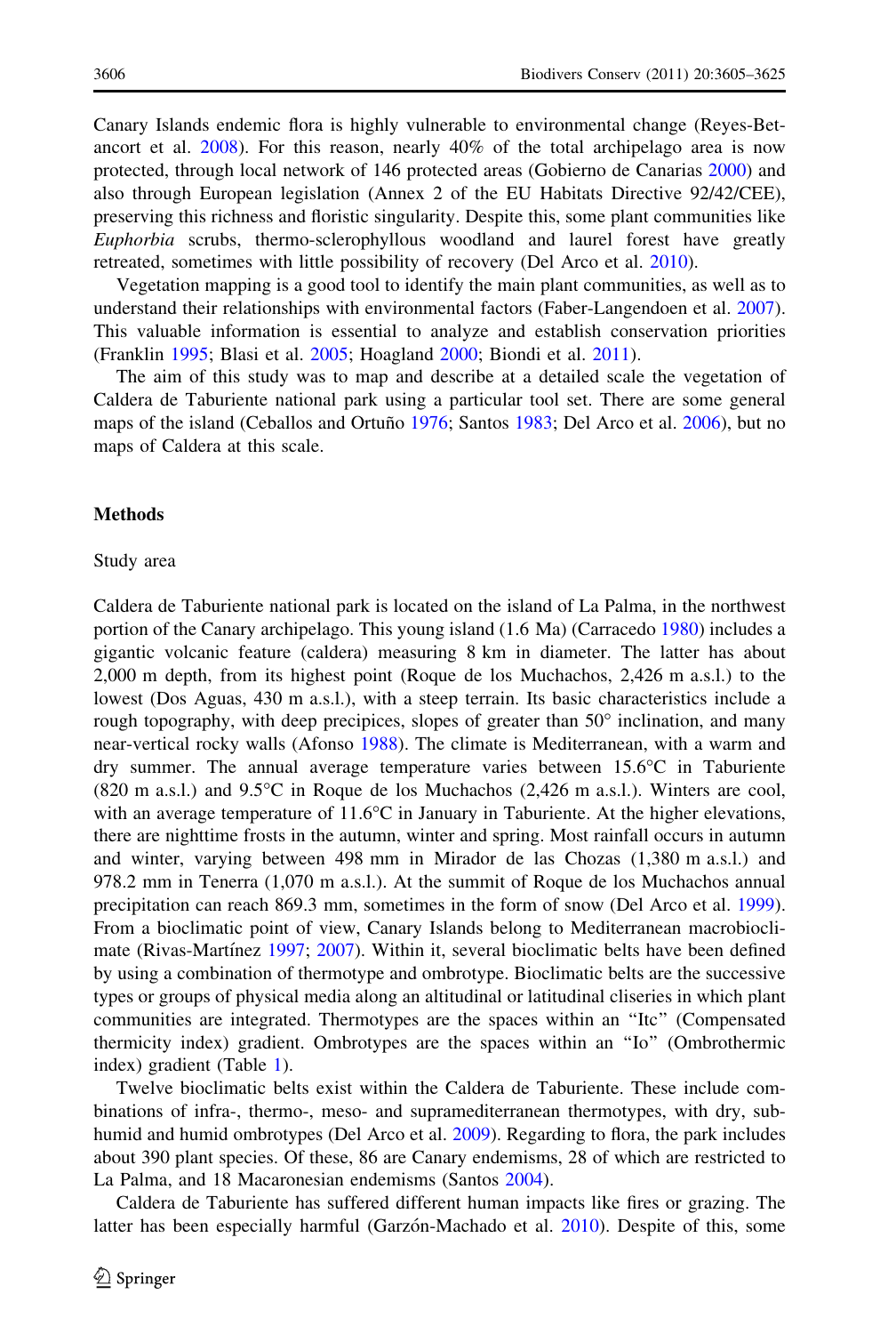Canary Islands endemic flora is highly vulnerable to environmental change (Reyes-Betancort et al. 2008). For this reason, nearly 40% of the total archipelago area is now protected, through local network of 146 protected areas (Gobierno de Canarias 2000) and also through European legislation (Annex 2 of the EU Habitats Directive 92/42/CEE), preserving this richness and floristic singularity. Despite this, some plant communities like *Euphorbia* scrubs, thermo-sclerophyllous woodland and laurel forest have greatly retreated, sometimes with little possibility of recovery (Del Arco et al. 2010).

Vegetation mapping is a good tool to identify the main plant communities, as well as to understand their relationships with environmental factors (Faber-Langendoen et al. 2007). This valuable information is essential to analyze and establish conservation priorities (Franklin 1995; Blasi et al. 2005; Hoagland 2000; Biondi et al. 2011).

The aim of this study was to map and describe at a detailed scale the vegetation of Caldera de Taburiente national park using a particular tool set. There are some general maps of the island (Ceballos and Ortuño 1976; Santos 1983; Del Arco et al. 2006), but no maps of Caldera at this scale.

## Methods

### Study area

Caldera de Taburiente national park is located on the island of La Palma, in the northwest portion of the Canary archipelago. This young island (1.6 Ma) (Carracedo 1980) includes a gigantic volcanic feature (caldera) measuring 8 km in diameter. The latter has about 2,000 m depth, from its highest point (Roque de los Muchachos, 2,426 m a.s.l.) to the lowest (Dos Aguas, 430 m a.s.l.), with a steep terrain. Its basic characteristics include a rough topography, with deep precipices, slopes of greater than 50° inclination, and many near-vertical rocky walls (Afonso 1988). The climate is Mediterranean, with a warm and dry summer. The annual average temperature varies between 15.6°C in Taburiente (820 m a.s.l.) and 9.5°C in Roque de los Muchachos (2,426 m a.s.l.). Winters are cool, with an average temperature of 11.6°C in January in Taburiente. At the higher elevations, there are nighttime frosts in the autumn, winter and spring. Most rainfall occurs in autumn and winter, varying between 498 mm in Mirador de las Chozas (1,380 m a.s.l.) and 978.2 mm in Tenerra (1,070 m a.s.l.). At the summit of Roque de los Muchachos annual precipitation can reach 869.3 mm, sometimes in the form of snow (Del Arco et al. 1999). From a bioclimatic point of view, Canary Islands belong to Mediterranean macrobioclimate (Rivas-Martínez 1997; 2007). Within it, several bioclimatic belts have been defined by using a combination of thermotype and ombrotype. Bioclimatic belts are the successive types or groups of physical media along an altitudinal or latitudinal cliseries in which plant communities are integrated. Thermotypes are the spaces within an "Itc" (Compensated thermicity index) gradient. Ombrotypes are the spaces within an "Io" (Ombrothermic index) gradient (Table 1).

Twelve bioclimatic belts exist within the Caldera de Taburiente. These include combinations of infra-, thermo-, meso- and supramediterranean thermotypes, with dry, subhumid and humid ombrotypes (Del Arco et al. 2009). Regarding to flora, the park includes about 390 plant species. Of these, 86 are Canary endemisms, 28 of which are restricted to La Palma, and 18 Macaronesian endemisms (Santos 2004).

Caldera de Taburiente has suffered different human impacts like fires or grazing. The latter has been especially harmful (Garzón-Machado et al. 2010). Despite of this, some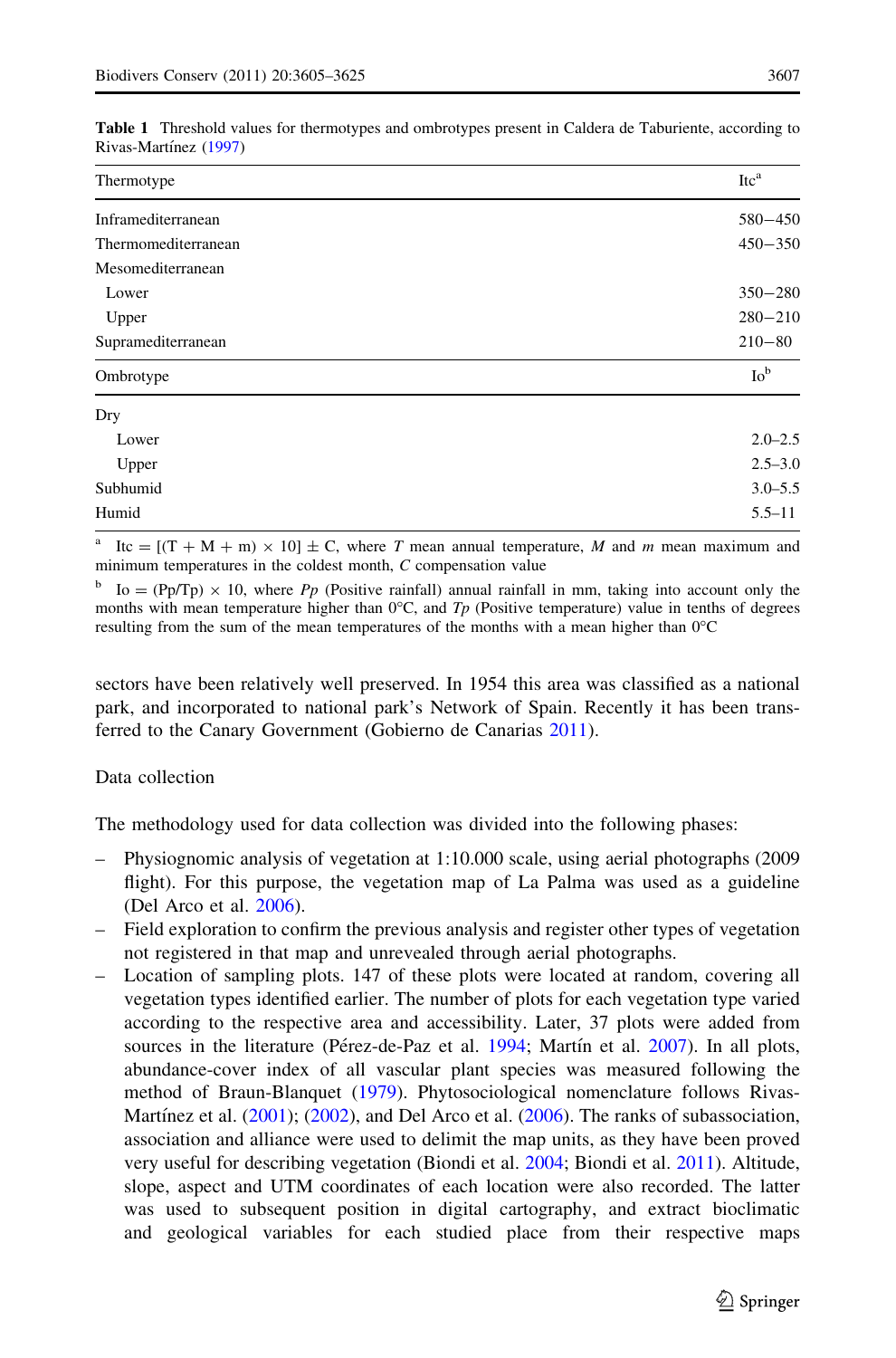**Table 1** Threshold values for thermotypes and ombrotypes present in Caldera de Taburiente, according to Rivas-Martínez (1997)

| Thermotype | Itc[a] |
|---|---|
| Inframediterranean | 580–450 |
| Thermomediterranean | 450–350 |
| Mesomediterranean | |
| Lower | 350–280 |
| Upper | 280–210 |
| Supramediterranean | 210–80 |
| **Ombrotype** | **Io[b]** |
| Dry | |
| Lower | 2.0–2.5 |
| Upper | 2.5–3.0 |
| Subhumid | 3.0–5.5 |
| Humid | 5.5–11 |

[a] Itc = [(T + M + m) × 10] ± C, where *T* mean annual temperature, *M* and *m* mean maximum and minimum temperatures in the coldest month, *C* compensation value

[b] Io = (Pp/Tp) × 10, where *Pp* (Positive rainfall) annual rainfall in mm, taking into account only the months with mean temperature higher than 0°C, and *Tp* (Positive temperature) value in tenths of degrees resulting from the sum of the mean temperatures of the months with a mean higher than 0°C

sectors have been relatively well preserved. In 1954 this area was classified as a national park, and incorporated to national park's Network of Spain. Recently it has been transferred to the Canary Government (Gobierno de Canarias 2011).

## Data collection

The methodology used for data collection was divided into the following phases:

- Physiognomic analysis of vegetation at 1:10.000 scale, using aerial photographs (2009 flight). For this purpose, the vegetation map of La Palma was used as a guideline (Del Arco et al. 2006).
- Field exploration to confirm the previous analysis and register other types of vegetation not registered in that map and unrevealed through aerial photographs.
- Location of sampling plots. 147 of these plots were located at random, covering all vegetation types identified earlier. The number of plots for each vegetation type varied according to the respective area and accessibility. Later, 37 plots were added from sources in the literature (Pérez-de-Paz et al. 1994; Martín et al. 2007). In all plots, abundance-cover index of all vascular plant species was measured following the method of Braun-Blanquet (1979). Phytosociological nomenclature follows Rivas-Martínez et al. (2001); (2002), and Del Arco et al. (2006). The ranks of subassociation, association and alliance were used to delimit the map units, as they have been proved very useful for describing vegetation (Biondi et al. 2004; Biondi et al. 2011). Altitude, slope, aspect and UTM coordinates of each location were also recorded. The latter was used to subsequent position in digital cartography, and extract bioclimatic and geological variables for each studied place from their respective maps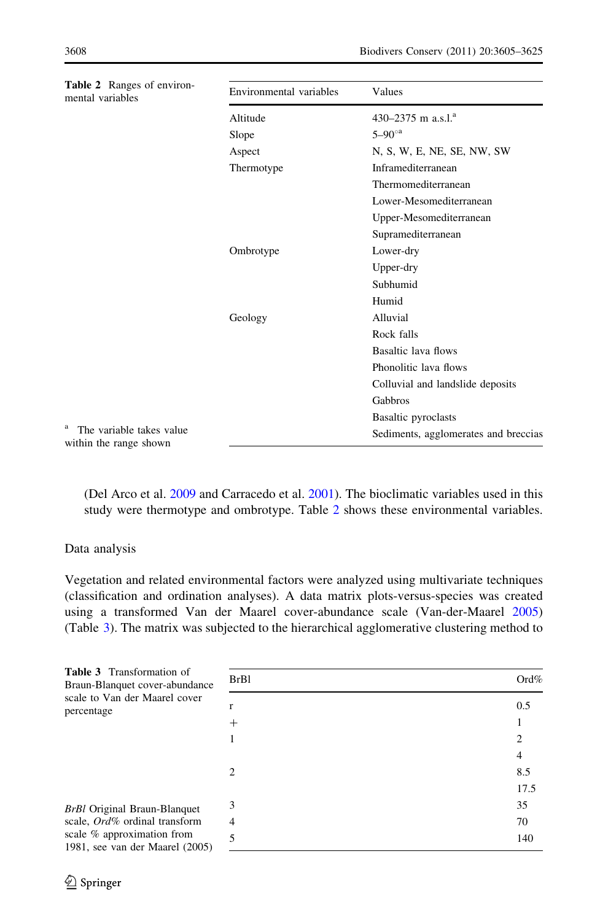**Table 2** Ranges of environmental variables

| Environmental variables | Values |
|---|---|
| Altitude | 430–2375 m a.s.l.[a] |
| Slope | 5–90°[a] |
| Aspect | N, S, W, E, NE, SE, NW, SW |
| Thermotype | Inframediterranean |
| | Thermomediterranean |
| | Lower-Mesomediterranean |
| | Upper-Mesomediterranean |
| | Supramediterranean |
| Ombrotype | Lower-dry |
| | Upper-dry |
| | Subhumid |
| | Humid |
| Geology | Alluvial |
| | Rock falls |
| | Basaltic lava flows |
| | Phonolitic lava flows |
| | Colluvial and landslide deposits |
| | Gabbros |
| | Basaltic pyroclasts |
| | Sediments, agglomerates and breccias |

[a] The variable takes value within the range shown

(Del Arco et al. 2009 and Carracedo et al. 2001). The bioclimatic variables used in this study were thermotype and ombrotype. Table 2 shows these environmental variables.

## Data analysis

Vegetation and related environmental factors were analyzed using multivariate techniques (classification and ordination analyses). A data matrix plots-versus-species was created using a transformed Van der Maarel cover-abundance scale (Van-der-Maarel 2005) (Table 3). The matrix was subjected to the hierarchical agglomerative clustering method to

**Table 3** Transformation of Braun-Blanquet cover-abundance scale to Van der Maarel cover percentage

| BrBl | Ord% |
|---|---|
| r | 0.5 |
| + | 1 |
| 1 | 2 |
| | 4 |
| 2 | 8.5 |
| | 17.5 |
| 3 | 35 |
| 4 | 70 |
| 5 | 140 |

*BrBl* Original Braun-Blanquet scale, *Ord%* ordinal transform scale % approximation from 1981, see van der Maarel (2005)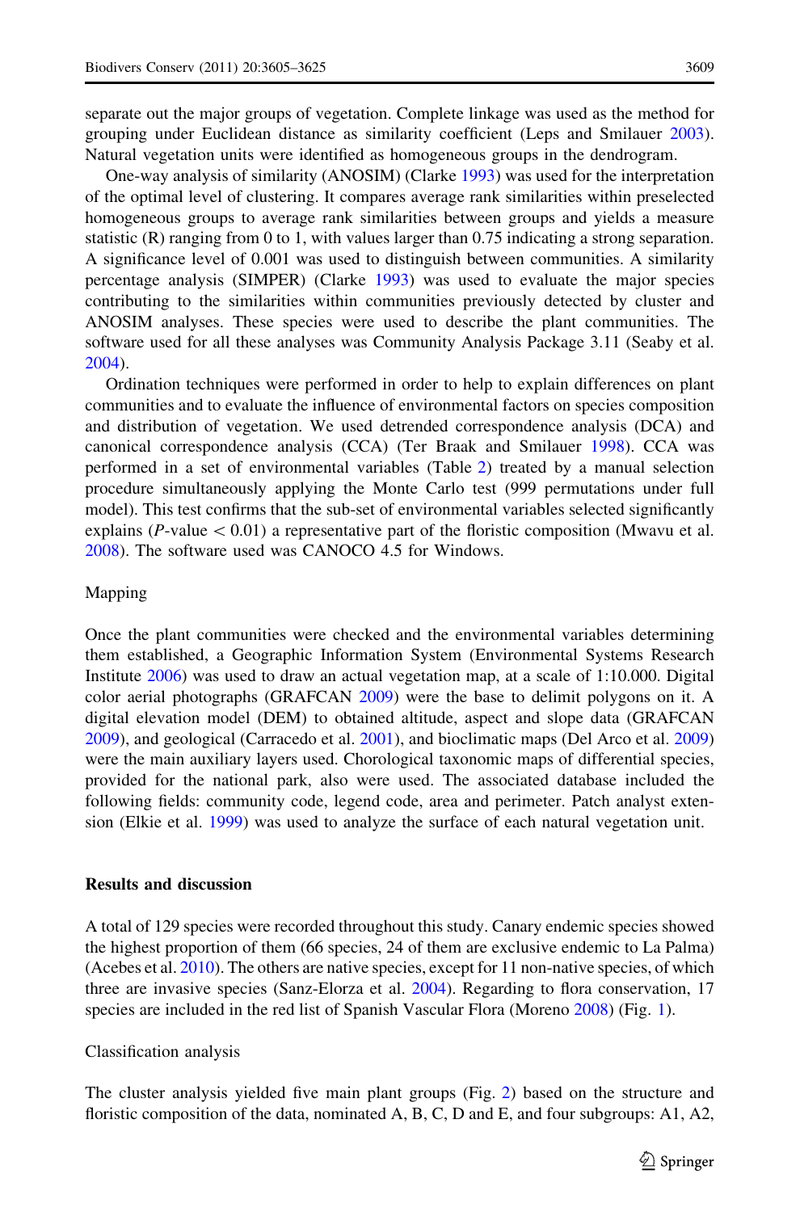separate out the major groups of vegetation. Complete linkage was used as the method for grouping under Euclidean distance as similarity coefficient (Leps and Smilauer 2003). Natural vegetation units were identified as homogeneous groups in the dendrogram.

One-way analysis of similarity (ANOSIM) (Clarke 1993) was used for the interpretation of the optimal level of clustering. It compares average rank similarities within preselected homogeneous groups to average rank similarities between groups and yields a measure statistic (R) ranging from 0 to 1, with values larger than 0.75 indicating a strong separation. A significance level of 0.001 was used to distinguish between communities. A similarity percentage analysis (SIMPER) (Clarke 1993) was used to evaluate the major species contributing to the similarities within communities previously detected by cluster and ANOSIM analyses. These species were used to describe the plant communities. The software used for all these analyses was Community Analysis Package 3.11 (Seaby et al. 2004).

Ordination techniques were performed in order to help to explain differences on plant communities and to evaluate the influence of environmental factors on species composition and distribution of vegetation. We used detrended correspondence analysis (DCA) and canonical correspondence analysis (CCA) (Ter Braak and Smilauer 1998). CCA was performed in a set of environmental variables (Table 2) treated by a manual selection procedure simultaneously applying the Monte Carlo test (999 permutations under full model). This test confirms that the sub-set of environmental variables selected significantly explains ($P$-value $< 0.01$) a representative part of the floristic composition (Mwavu et al. 2008). The software used was CANOCO 4.5 for Windows.

### Mapping

Once the plant communities were checked and the environmental variables determining them established, a Geographic Information System (Environmental Systems Research Institute 2006) was used to draw an actual vegetation map, at a scale of 1:10.000. Digital color aerial photographs (GRAFCAN 2009) were the base to delimit polygons on it. A digital elevation model (DEM) to obtained altitude, aspect and slope data (GRAFCAN 2009), and geological (Carracedo et al. 2001), and bioclimatic maps (Del Arco et al. 2009) were the main auxiliary layers used. Chorological taxonomic maps of differential species, provided for the national park, also were used. The associated database included the following fields: community code, legend code, area and perimeter. Patch analyst extension (Elkie et al. 1999) was used to analyze the surface of each natural vegetation unit.

## Results and discussion

A total of 129 species were recorded throughout this study. Canary endemic species showed the highest proportion of them (66 species, 24 of them are exclusive endemic to La Palma) (Acebes et al. 2010). The others are native species, except for 11 non-native species, of which three are invasive species (Sanz-Elorza et al. 2004). Regarding to flora conservation, 17 species are included in the red list of Spanish Vascular Flora (Moreno 2008) (Fig. 1).

### Classification analysis

The cluster analysis yielded five main plant groups (Fig. 2) based on the structure and floristic composition of the data, nominated A, B, C, D and E, and four subgroups: A1, A2,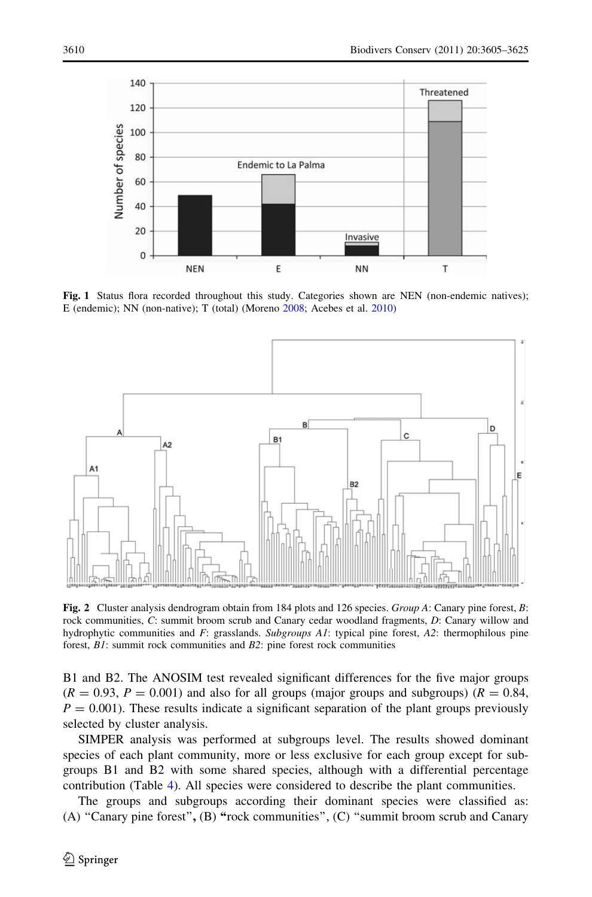**Fig. 1** Status flora recorded throughout this study. Categories shown are NEN (non-endemic natives); E (endemic); NN (non-native); T (total) (Moreno 2008; Acebes et al. 2010)

**Fig. 2** Cluster analysis dendrogram obtain from 184 plots and 126 species. *Group A*: Canary pine forest, *B*: rock communities, *C*: summit broom scrub and Canary cedar woodland fragments, *D*: Canary willow and hydrophytic communities and *F*: grasslands. *Subgroups A1*: typical pine forest, *A2*: thermophilous pine forest, *B1*: summit rock communities and *B2*: pine forest rock communities

B1 and B2. The ANOSIM test revealed significant differences for the five major groups ($R = 0.93$, $P = 0.001$) and also for all groups (major groups and subgroups) ($R = 0.84$, $P = 0.001$). These results indicate a significant separation of the plant groups previously selected by cluster analysis.

SIMPER analysis was performed at subgroups level. The results showed dominant species of each plant community, more or less exclusive for each group except for subgroups B1 and B2 with some shared species, although with a differential percentage contribution (Table 4). All species were considered to describe the plant communities.

The groups and subgroups according their dominant species were classified as: (A) "Canary pine forest", (B) "rock communities", (C) "summit broom scrub and Canary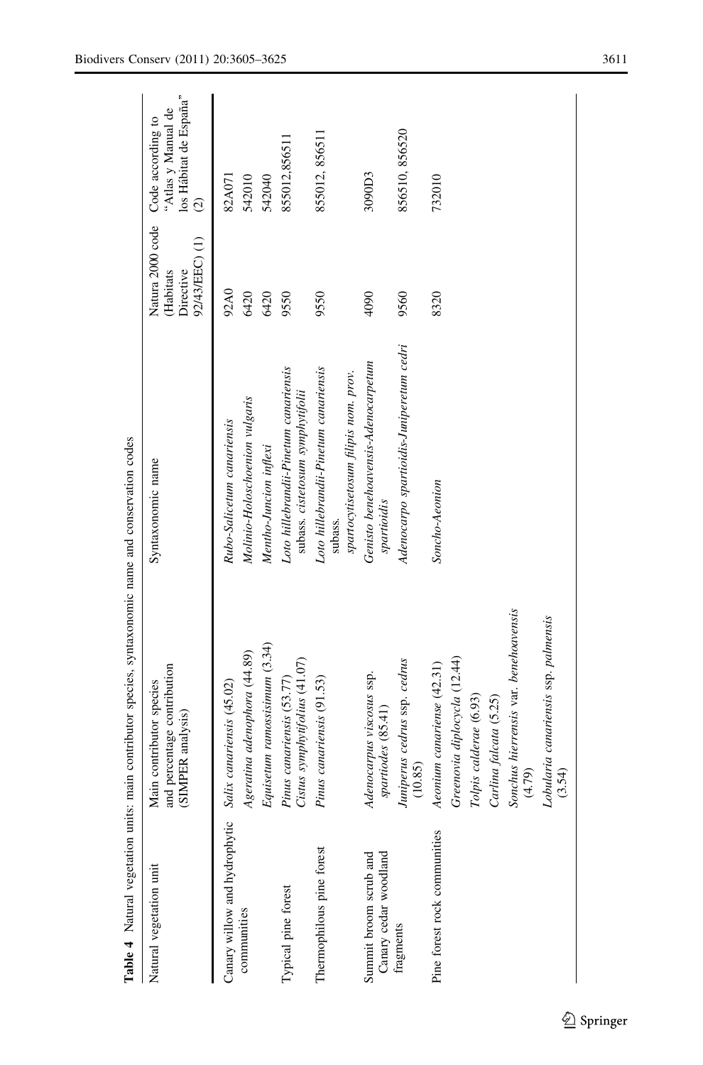**Table 4** Natural vegetation units: main contributor species, syntaxonomic name and conservation codes

| Natural vegetation unit | Main contributor species and percentage contribution (SIMPER analysis) | Syntaxonomic name | Natura 2000 code (Habitats Directive 92/43/EEC) (1) | Code according to "Atlas y Manual de los Hábitat de España" (2) |
|---|---|---|---|---|
| Canary willow and hydrophytic communities | *Salix canariensis* (45.02) | *Rubo-Salicetum canariensis* | 92A0 | 82A071 |
| | *Ageratina adenophora* (44.89) | *Molinio-Holoschoenion vulgaris* | 6420 | 542010 |
| | *Equisetum ramossisimum* (3.34) | *Mentho-Juncion inflexi* | 6420 | 542040 |
| Typical pine forest | *Pinus canariensis* (53.77) *Cistus symphytifolius* (41.07) | *Loto hillebrandii-Pinetum canariensis* subass. *cistetosum symphytifolii* | 9550 | 855012, 856511 |
| Thermophilous pine forest | *Pinus canariensis* (91.53) | *Loto hillebrandii-Pinetum canariensis* subass. *spartocytisetosum filipis nom. prov.* | 9550 | 855012, 856511 |
| Summit broom scrub and Canary cedar woodland fragments | *Adenocarpus viscosus* ssp. *spartiodes* (85.41) | *Genisto benehoavensis-Adenocarpetum spartioidis* | 4090 | 3090D3 |
| | *Juniperus cedrus* ssp. *cedrus* (10.85) | *Adenocarpo spartioidis-Juniperetum cedri* | 9560 | 856510, 856520 |
| Pine forest rock communities | *Aeonium canariense* (42.31) | *Soncho-Aeonion* | 8320 | 732010 |
| | *Greenovia diplocycla* (12.44) | | | |
| | *Tolpis calderae* (6.93) | | | |
| | *Carlina falcata* (5.25) | | | |
| | *Sonchus hierrensis* var. *benehoavensis* (4.79) | | | |
| | *Lobularia canariensis* ssp. *palmensis* (3.54) | | | |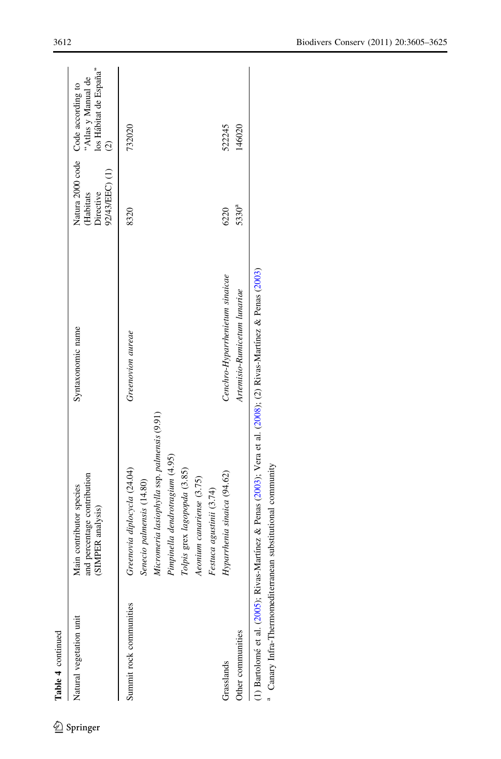**Table 4** continued

| Natural vegetation unit | Main contributor species and percentage contribution (SIMPER analysis) | Syntaxonomic name | Natura 2000 code (Habitats Directive 92/43/EEC) (1) | Code according to "Atlas y Manual de los Hábitat de España" (2) |
|---|---|---|---|---|
| Summit rock communities | *Greenovia diplocycla* (24.04) | *Greenovion aureae* | 8320 | 732020 |
| | *Senecio palmensis* (14.80) | | | |
| | *Micromeria lasiophylla* ssp. *palmensis* (9.91) | | | |
| | *Pimpinella dendrotragium* (4.95) | | | |
| | *Tolpis* grex *lagopopda* (3.85) | | | |
| | *Aeonium canariense* (3.75) | | | |
| | *Festuca agustinii* (3.74) | | | |
| Grasslands | *Hyparrhenia sinaica* (94.62) | *Cenchro-Hyparrhenietum sinaicae* | 6220 | 522245 |
| Other communities | | *Artemisio-Rumicetum lunariae* | 5330[a] | 146020 |

(1) Bartolomé et al. (2005); Rivas-Martínez & Penas (2003); Vera et al. (2008); (2) Rivas-Martínez & Penas (2003)

[a] Canary Infra-Thermomediterranean substitutional community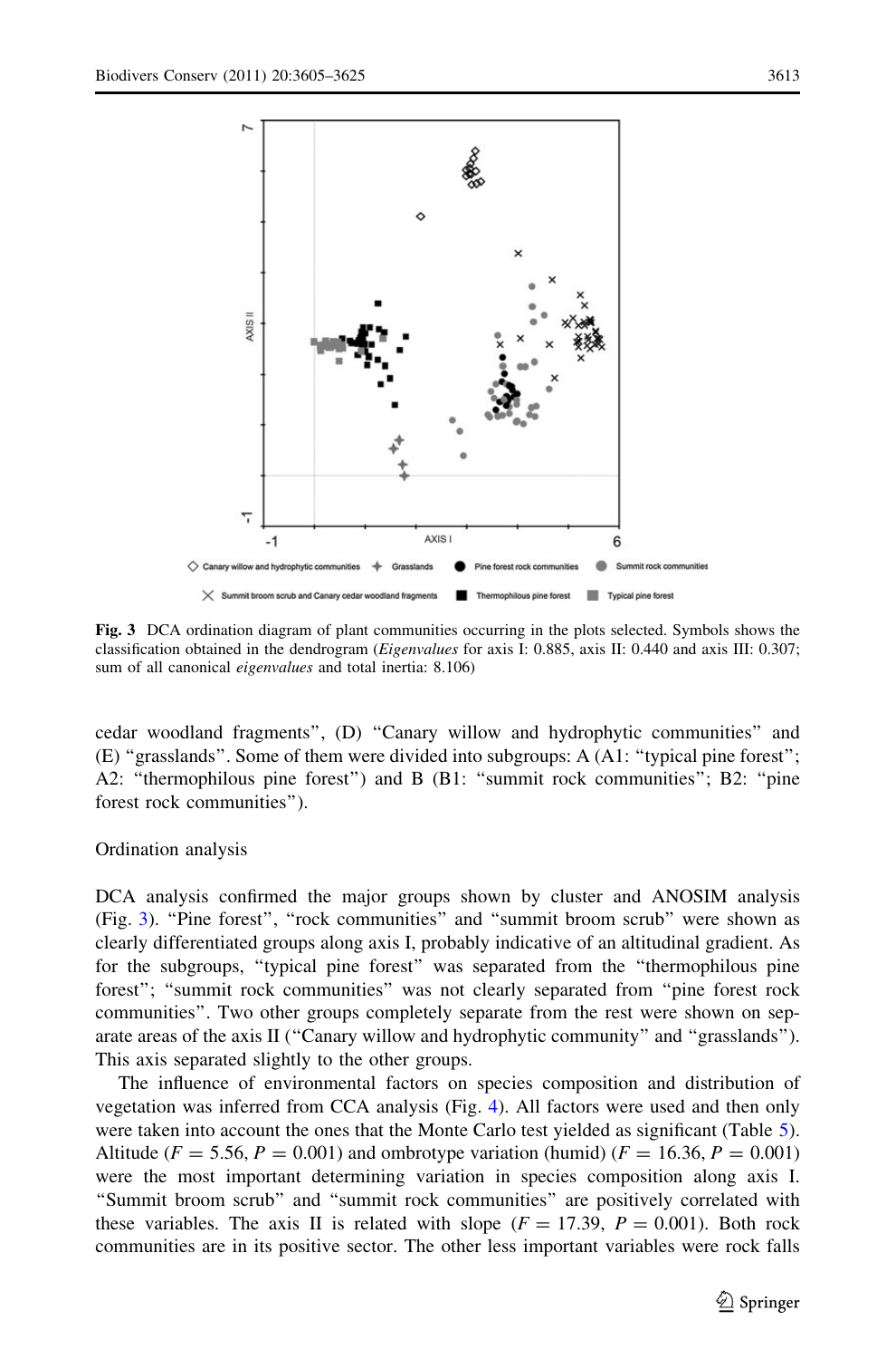Fig. 3 DCA ordination diagram of plant communities occurring in the plots selected. Symbols shows the classification obtained in the dendrogram (*Eigenvalues* for axis I: 0.885, axis II: 0.440 and axis III: 0.307; sum of all canonical *eigenvalues* and total inertia: 8.106)

cedar woodland fragments", (D) "Canary willow and hydrophytic communities" and (E) "grasslands". Some of them were divided into subgroups: A (A1: "typical pine forest"; A2: "thermophilous pine forest") and B (B1: "summit rock communities"; B2: "pine forest rock communities").

## Ordination analysis

DCA analysis confirmed the major groups shown by cluster and ANOSIM analysis (Fig. 3). "Pine forest", "rock communities" and "summit broom scrub" were shown as clearly differentiated groups along axis I, probably indicative of an altitudinal gradient. As for the subgroups, "typical pine forest" was separated from the "thermophilous pine forest"; "summit rock communities" was not clearly separated from "pine forest rock communities". Two other groups completely separate from the rest were shown on separate areas of the axis II ("Canary willow and hydrophytic community" and "grasslands"). This axis separated slightly to the other groups.

The influence of environmental factors on species composition and distribution of vegetation was inferred from CCA analysis (Fig. 4). All factors were used and then only were taken into account the ones that the Monte Carlo test yielded as significant (Table 5). Altitude ($F = 5.56$, $P = 0.001$) and ombrotype variation (humid) ($F = 16.36$, $P = 0.001$) were the most important determining variation in species composition along axis I. "Summit broom scrub" and "summit rock communities" are positively correlated with these variables. The axis II is related with slope ($F = 17.39$, $P = 0.001$). Both rock communities are in its positive sector. The other less important variables were rock falls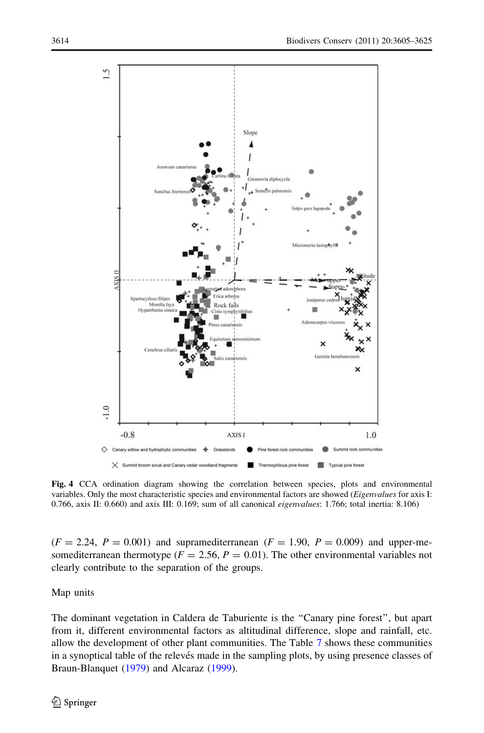**Fig. 4** CCA ordination diagram showing the correlation between species, plots and environmental variables. Only the most characteristic species and environmental factors are showed (*Eigenvalues* for axis I: 0.766, axis II: 0.660) and axis III: 0.169; sum of all canonical *eigenvalues*: 1.766; total inertia: 8.106)

($F = 2.24$, $P = 0.001$) and supramediterranean ($F = 1.90$, $P = 0.009$) and upper-mesomediterranean thermotype ($F = 2.56$, $P = 0.01$). The other environmental variables not clearly contribute to the separation of the groups.

## Map units

The dominant vegetation in Caldera de Taburiente is the "Canary pine forest", but apart from it, different environmental factors as altitudinal difference, slope and rainfall, etc. allow the development of other plant communities. The Table 7 shows these communities in a synoptical table of the relevés made in the sampling plots, by using presence classes of Braun-Blanquet (1979) and Alcaraz (1999).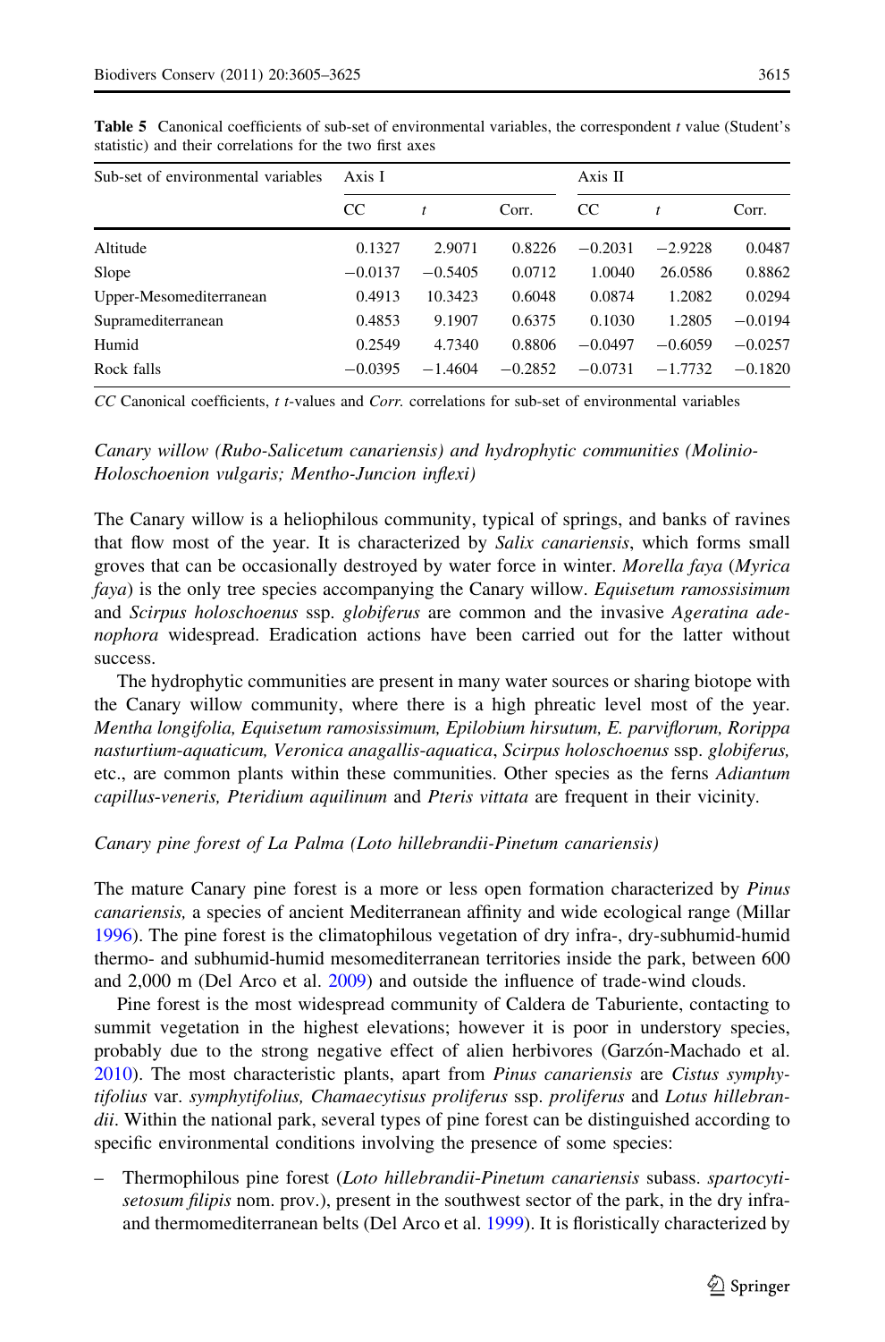**Table 5** Canonical coefficients of sub-set of environmental variables, the correspondent *t* value (Student's statistic) and their correlations for the two first axes

| Sub-set of environmental variables | Axis I | | | Axis II | | |
|---|---|---|---|---|---|---|
| | CC | *t* | Corr. | CC | *t* | Corr. |
| Altitude | 0.1327 | 2.9071 | 0.8226 | −0.2031 | −2.9228 | 0.0487 |
| Slope | −0.0137 | −0.5405 | 0.0712 | 1.0040 | 26.0586 | 0.8862 |
| Upper-Mesomediterranean | 0.4913 | 10.3423 | 0.6048 | 0.0874 | 1.2082 | 0.0294 |
| Supramediterranean | 0.4853 | 9.1907 | 0.6375 | 0.1030 | 1.2805 | −0.0194 |
| Humid | 0.2549 | 4.7340 | 0.8806 | −0.0497 | −0.6059 | −0.0257 |
| Rock falls | −0.0395 | −1.4604 | −0.2852 | −0.0731 | −1.7732 | −0.1820 |

*CC* Canonical coefficients, *t* *t*-values and *Corr.* correlations for sub-set of environmental variables

*Canary willow (Rubo-Salicetum canariensis) and hydrophytic communities (Molinio-Holoschoenion vulgaris; Mentho-Juncion inflexi)*

The Canary willow is a heliophilous community, typical of springs, and banks of ravines that flow most of the year. It is characterized by *Salix canariensis*, which forms small groves that can be occasionally destroyed by water force in winter. *Morella faya* (*Myrica faya*) is the only tree species accompanying the Canary willow. *Equisetum ramossisimum* and *Scirpus holoschoenus* ssp. *globiferus* are common and the invasive *Ageratina adenophora* widespread. Eradication actions have been carried out for the latter without success.

The hydrophytic communities are present in many water sources or sharing biotope with the Canary willow community, where there is a high phreatic level most of the year. *Mentha longifolia, Equisetum ramosissimum, Epilobium hirsutum, E. parviflorum, Rorippa nasturtium-aquaticum, Veronica anagallis-aquatica*, *Scirpus holoschoenus* ssp. *globiferus,* etc., are common plants within these communities. Other species as the ferns *Adiantum capillus-veneris, Pteridium aquilinum* and *Pteris vittata* are frequent in their vicinity.

*Canary pine forest of La Palma (Loto hillebrandii-Pinetum canariensis)*

The mature Canary pine forest is a more or less open formation characterized by *Pinus canariensis,* a species of ancient Mediterranean affinity and wide ecological range (Millar 1996). The pine forest is the climatophilous vegetation of dry infra-, dry-subhumid-humid thermo- and subhumid-humid mesomediterranean territories inside the park, between 600 and 2,000 m (Del Arco et al. 2009) and outside the influence of trade-wind clouds.

Pine forest is the most widespread community of Caldera de Taburiente, contacting to summit vegetation in the highest elevations; however it is poor in understory species, probably due to the strong negative effect of alien herbivores (Garzón-Machado et al. 2010). The most characteristic plants, apart from *Pinus canariensis* are *Cistus symphytifolius* var. *symphytifolius, Chamaecytisus proliferus* ssp. *proliferus* and *Lotus hillebrandii*. Within the national park, several types of pine forest can be distinguished according to specific environmental conditions involving the presence of some species:

– Thermophilous pine forest (*Loto hillebrandii-Pinetum canariensis* subass. *spartocytisetosum filipis* nom. prov.), present in the southwest sector of the park, in the dry infra- and thermomediterranean belts (Del Arco et al. 1999). It is floristically characterized by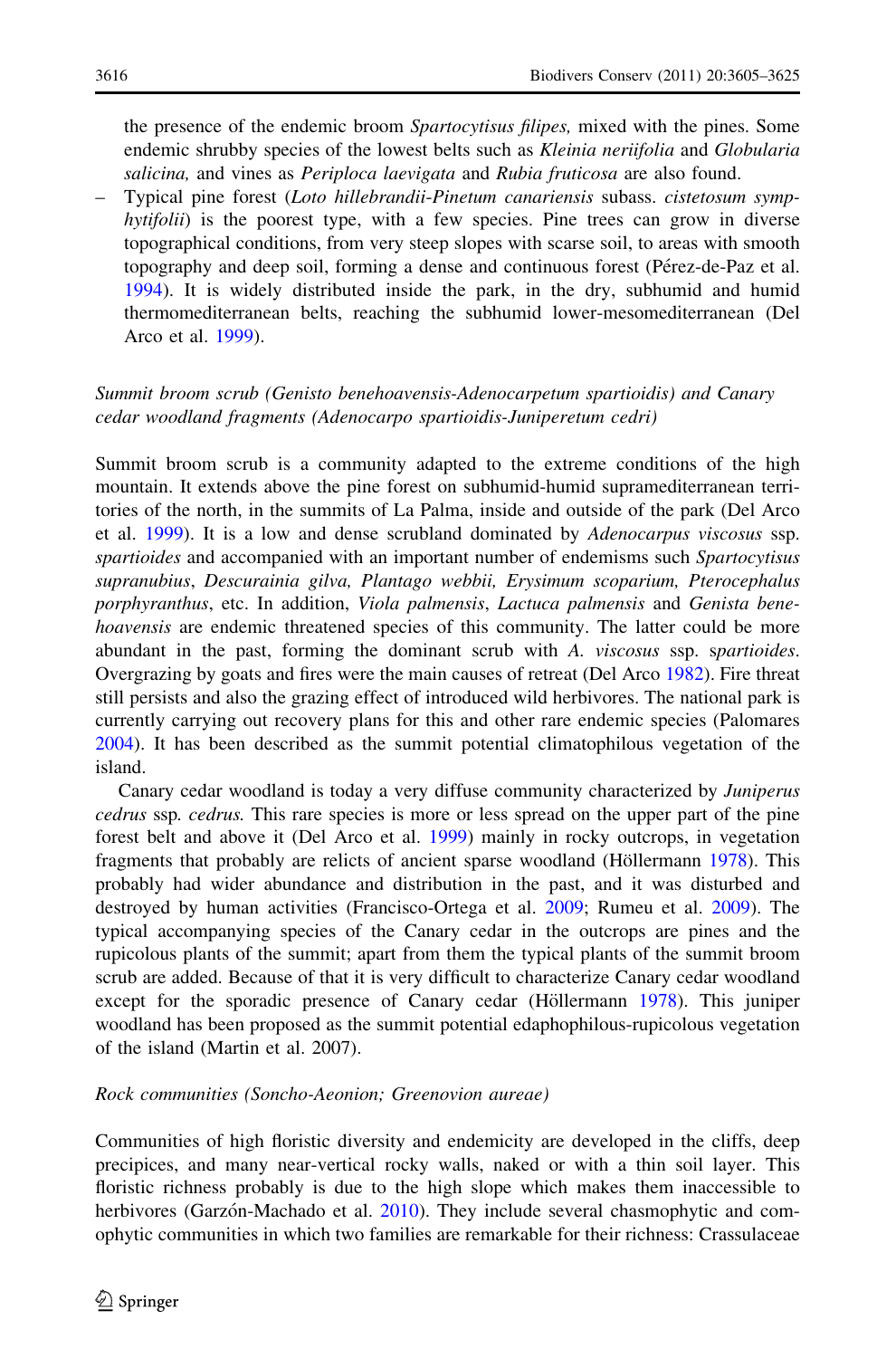the presence of the endemic broom *Spartocytisus filipes,* mixed with the pines. Some endemic shrubby species of the lowest belts such as *Kleinia neriifolia* and *Globularia salicina,* and vines as *Periploca laevigata* and *Rubia fruticosa* are also found.

– Typical pine forest (*Loto hillebrandii-Pinetum canariensis* subass. *cistetosum symphytifolii*) is the poorest type, with a few species. Pine trees can grow in diverse topographical conditions, from very steep slopes with scarse soil, to areas with smooth topography and deep soil, forming a dense and continuous forest (Pérez-de-Paz et al. 1994). It is widely distributed inside the park, in the dry, subhumid and humid thermomediterranean belts, reaching the subhumid lower-mesomediterranean (Del Arco et al. 1999).

*Summit broom scrub (Genisto benehoavensis-Adenocarpetum spartioidis) and Canary cedar woodland fragments (Adenocarpo spartioidis-Juniperetum cedri)*

Summit broom scrub is a community adapted to the extreme conditions of the high mountain. It extends above the pine forest on subhumid-humid supramediterranean territories of the north, in the summits of La Palma, inside and outside of the park (Del Arco et al. 1999). It is a low and dense scrubland dominated by *Adenocarpus viscosus* ssp. *spartioides* and accompanied with an important number of endemisms such *Spartocytisus supranubius*, *Descurainia gilva, Plantago webbii, Erysimum scoparium, Pterocephalus porphyranthus*, etc. In addition, *Viola palmensis*, *Lactuca palmensis* and *Genista benehoavensis* are endemic threatened species of this community. The latter could be more abundant in the past, forming the dominant scrub with *A. viscosus* ssp. *spartioides*. Overgrazing by goats and fires were the main causes of retreat (Del Arco 1982). Fire threat still persists and also the grazing effect of introduced wild herbivores. The national park is currently carrying out recovery plans for this and other rare endemic species (Palomares 2004). It has been described as the summit potential climatophilous vegetation of the island.

Canary cedar woodland is today a very diffuse community characterized by *Juniperus cedrus* ssp. *cedrus.* This rare species is more or less spread on the upper part of the pine forest belt and above it (Del Arco et al. 1999) mainly in rocky outcrops, in vegetation fragments that probably are relicts of ancient sparse woodland (Höllermann 1978). This probably had wider abundance and distribution in the past, and it was disturbed and destroyed by human activities (Francisco-Ortega et al. 2009; Rumeu et al. 2009). The typical accompanying species of the Canary cedar in the outcrops are pines and the rupicolous plants of the summit; apart from them the typical plants of the summit broom scrub are added. Because of that it is very difficult to characterize Canary cedar woodland except for the sporadic presence of Canary cedar (Höllermann 1978). This juniper woodland has been proposed as the summit potential edaphophilous-rupicolous vegetation of the island (Martin et al. 2007).

*Rock communities (Soncho-Aeonion; Greenovion aureae)*

Communities of high floristic diversity and endemicity are developed in the cliffs, deep precipices, and many near-vertical rocky walls, naked or with a thin soil layer. This floristic richness probably is due to the high slope which makes them inaccessible to herbivores (Garzón-Machado et al. 2010). They include several chasmophytic and comophytic communities in which two families are remarkable for their richness: Crassulaceae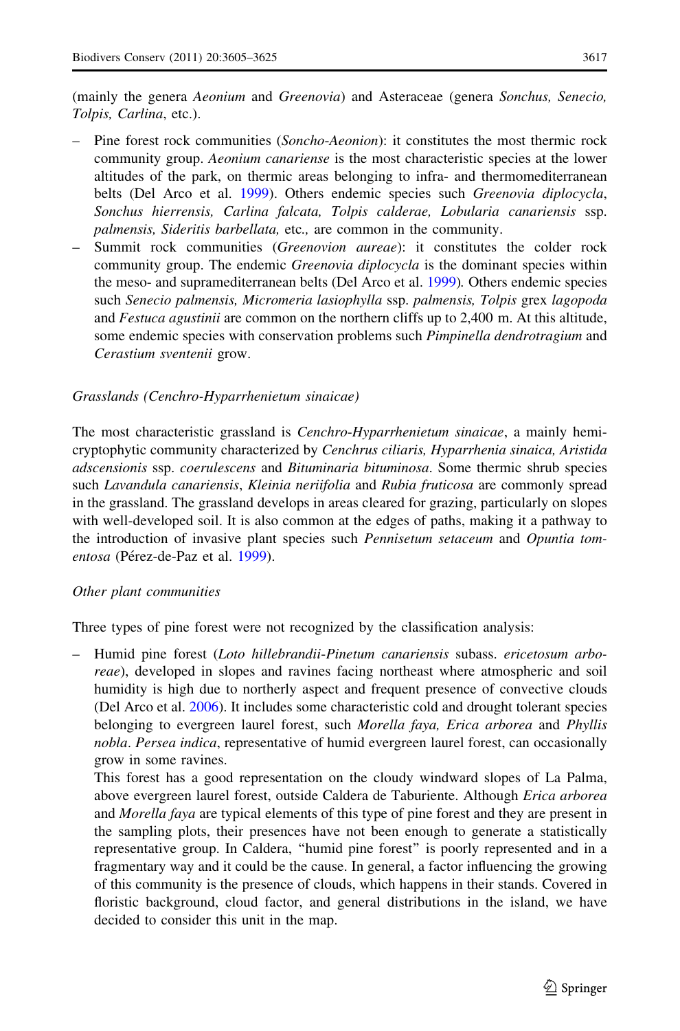(mainly the genera *Aeonium* and *Greenovia*) and Asteraceae (genera *Sonchus, Senecio, Tolpis, Carlina*, etc.).

- Pine forest rock communities (*Soncho-Aeonion*): it constitutes the most thermic rock community group. *Aeonium canariense* is the most characteristic species at the lower altitudes of the park, on thermic areas belonging to infra- and thermomediterranean belts (Del Arco et al. 1999). Others endemic species such *Greenovia diplocycla*, *Sonchus hierrensis, Carlina falcata, Tolpis calderae, Lobularia canariensis* ssp. *palmensis, Sideritis barbellata,* etc., are common in the community.
- Summit rock communities (*Greenovion aureae*): it constitutes the colder rock community group. The endemic *Greenovia diplocycla* is the dominant species within the meso- and supramediterranean belts (Del Arco et al. 1999). Others endemic species such *Senecio palmensis, Micromeria lasiophylla* ssp. *palmensis, Tolpis* grex *lagopoda* and *Festuca agustinii* are common on the northern cliffs up to 2,400 m. At this altitude, some endemic species with conservation problems such *Pimpinella dendrotragium* and *Cerastium sventenii* grow.

*Grasslands (Cenchro-Hyparrhenietum sinaicae)*

The most characteristic grassland is *Cenchro-Hyparrhenietum sinaicae*, a mainly hemicryptophytic community characterized by *Cenchrus ciliaris, Hyparrhenia sinaica, Aristida adscensionis* ssp. *coerulescens* and *Bituminaria bituminosa*. Some thermic shrub species such *Lavandula canariensis*, *Kleinia neriifolia* and *Rubia fruticosa* are commonly spread in the grassland. The grassland develops in areas cleared for grazing, particularly on slopes with well-developed soil. It is also common at the edges of paths, making it a pathway to the introduction of invasive plant species such *Pennisetum setaceum* and *Opuntia tomentosa* (Pérez-de-Paz et al. 1999).

*Other plant communities*

Three types of pine forest were not recognized by the classification analysis:

- Humid pine forest (*Loto hillebrandii-Pinetum canariensis* subass. *ericetosum arboreae*), developed in slopes and ravines facing northeast where atmospheric and soil humidity is high due to northerly aspect and frequent presence of convective clouds (Del Arco et al. 2006). It includes some characteristic cold and drought tolerant species belonging to evergreen laurel forest, such *Morella faya, Erica arborea* and *Phyllis nobla*. *Persea indica*, representative of humid evergreen laurel forest, can occasionally grow in some ravines.

  This forest has a good representation on the cloudy windward slopes of La Palma, above evergreen laurel forest, outside Caldera de Taburiente. Although *Erica arborea* and *Morella faya* are typical elements of this type of pine forest and they are present in the sampling plots, their presences have not been enough to generate a statistically representative group. In Caldera, "humid pine forest" is poorly represented and in a fragmentary way and it could be the cause. In general, a factor influencing the growing of this community is the presence of clouds, which happens in their stands. Covered in floristic background, cloud factor, and general distributions in the island, we have decided to consider this unit in the map.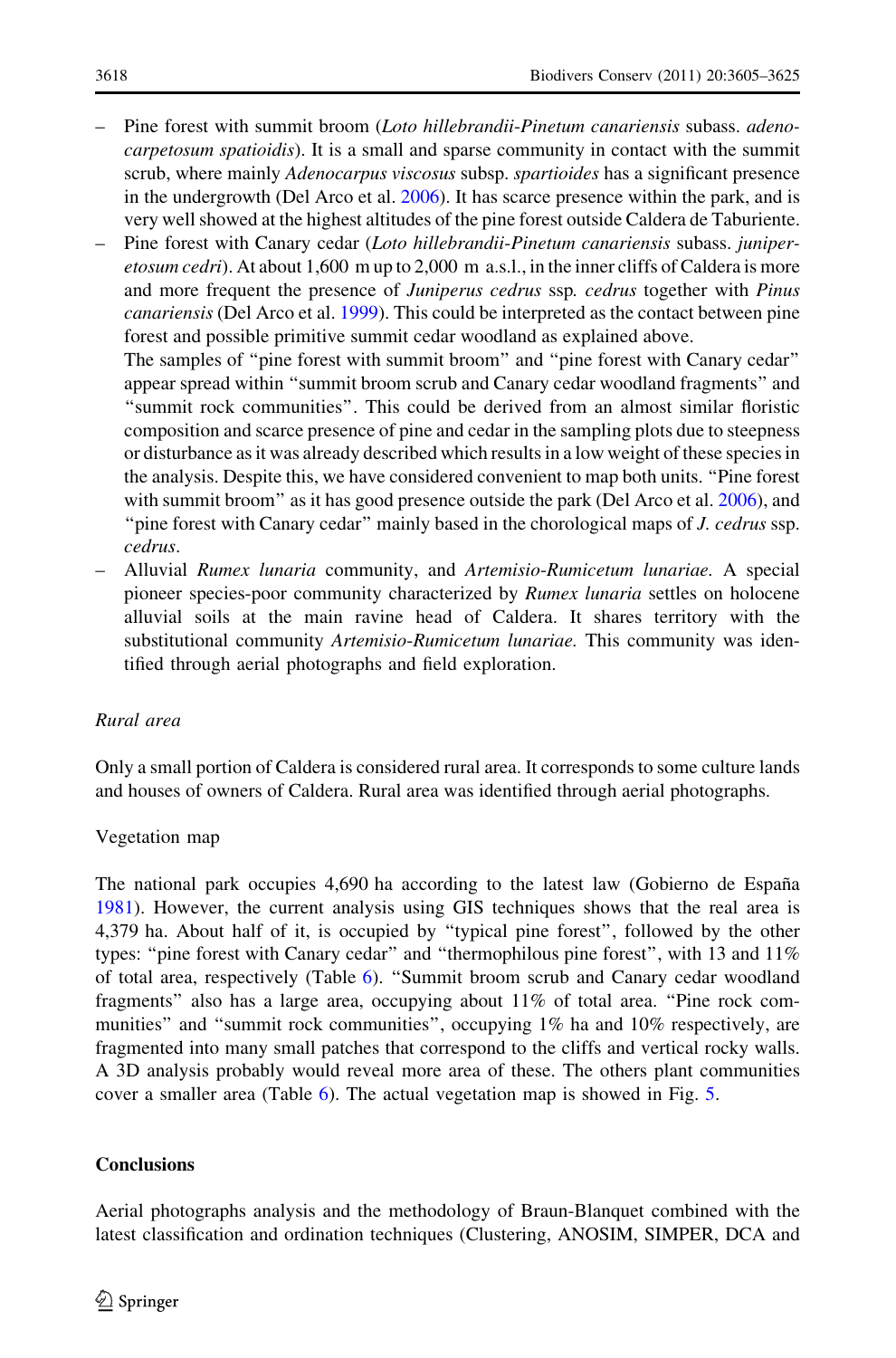- Pine forest with summit broom (*Loto hillebrandii-Pinetum canariensis* subass. *adenocarpetosum spatioidis*). It is a small and sparse community in contact with the summit scrub, where mainly *Adenocarpus viscosus* subsp. *spartioides* has a significant presence in the undergrowth (Del Arco et al. 2006). It has scarce presence within the park, and is very well showed at the highest altitudes of the pine forest outside Caldera de Taburiente.
- Pine forest with Canary cedar (*Loto hillebrandii-Pinetum canariensis* subass. *juniperetosum cedri*). At about 1,600 m up to 2,000 m a.s.l., in the inner cliffs of Caldera is more and more frequent the presence of *Juniperus cedrus* ssp. *cedrus* together with *Pinus canariensis* (Del Arco et al. 1999). This could be interpreted as the contact between pine forest and possible primitive summit cedar woodland as explained above.

  The samples of "pine forest with summit broom" and "pine forest with Canary cedar" appear spread within "summit broom scrub and Canary cedar woodland fragments" and "summit rock communities". This could be derived from an almost similar floristic composition and scarce presence of pine and cedar in the sampling plots due to steepness or disturbance as it was already described which results in a low weight of these species in the analysis. Despite this, we have considered convenient to map both units. "Pine forest with summit broom" as it has good presence outside the park (Del Arco et al. 2006), and "pine forest with Canary cedar" mainly based in the chorological maps of *J. cedrus* ssp. *cedrus*.
- Alluvial *Rumex lunaria* community, and *Artemisio-Rumicetum lunariae*. A special pioneer species-poor community characterized by *Rumex lunaria* settles on holocene alluvial soils at the main ravine head of Caldera. It shares territory with the substitutional community *Artemisio-Rumicetum lunariae*. This community was identified through aerial photographs and field exploration.

*Rural area*

Only a small portion of Caldera is considered rural area. It corresponds to some culture lands and houses of owners of Caldera. Rural area was identified through aerial photographs.

Vegetation map

The national park occupies 4,690 ha according to the latest law (Gobierno de España 1981). However, the current analysis using GIS techniques shows that the real area is 4,379 ha. About half of it, is occupied by "typical pine forest", followed by the other types: "pine forest with Canary cedar" and "thermophilous pine forest", with 13 and 11% of total area, respectively (Table 6). "Summit broom scrub and Canary cedar woodland fragments" also has a large area, occupying about 11% of total area. "Pine rock communities" and "summit rock communities", occupying 1% ha and 10% respectively, are fragmented into many small patches that correspond to the cliffs and vertical rocky walls. A 3D analysis probably would reveal more area of these. The others plant communities cover a smaller area (Table 6). The actual vegetation map is showed in Fig. 5.

## Conclusions

Aerial photographs analysis and the methodology of Braun-Blanquet combined with the latest classification and ordination techniques (Clustering, ANOSIM, SIMPER, DCA and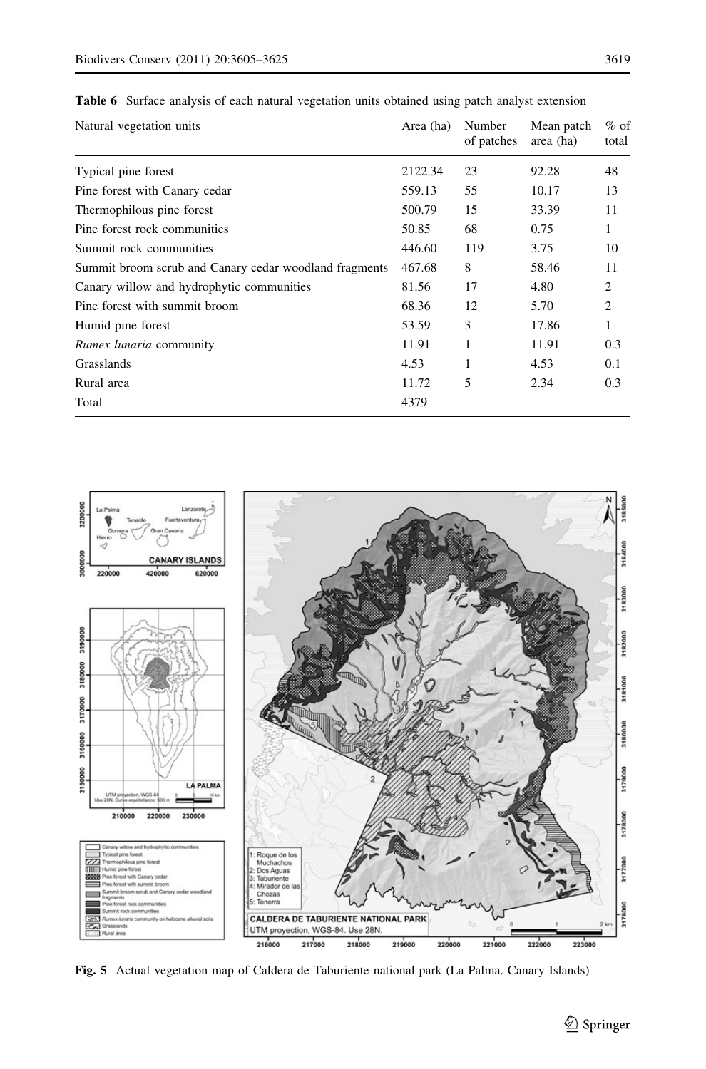**Table 6** Surface analysis of each natural vegetation units obtained using patch analyst extension

| Natural vegetation units | Area (ha) | Number of patches | Mean patch area (ha) | % of total |
|---|---|---|---|---|
| Typical pine forest | 2122.34 | 23 | 92.28 | 48 |
| Pine forest with Canary cedar | 559.13 | 55 | 10.17 | 13 |
| Thermophilous pine forest | 500.79 | 15 | 33.39 | 11 |
| Pine forest rock communities | 50.85 | 68 | 0.75 | 1 |
| Summit rock communities | 446.60 | 119 | 3.75 | 10 |
| Summit broom scrub and Canary cedar woodland fragments | 467.68 | 8 | 58.46 | 11 |
| Canary willow and hydrophytic communities | 81.56 | 17 | 4.80 | 2 |
| Pine forest with summit broom | 68.36 | 12 | 5.70 | 2 |
| Humid pine forest | 53.59 | 3 | 17.86 | 1 |
| *Rumex lunaria* community | 11.91 | 1 | 11.91 | 0.3 |
| Grasslands | 4.53 | 1 | 4.53 | 0.1 |
| Rural area | 11.72 | 5 | 2.34 | 0.3 |
| Total | 4379 | | | |

**Fig. 5** Actual vegetation map of Caldera de Taburiente national park (La Palma. Canary Islands)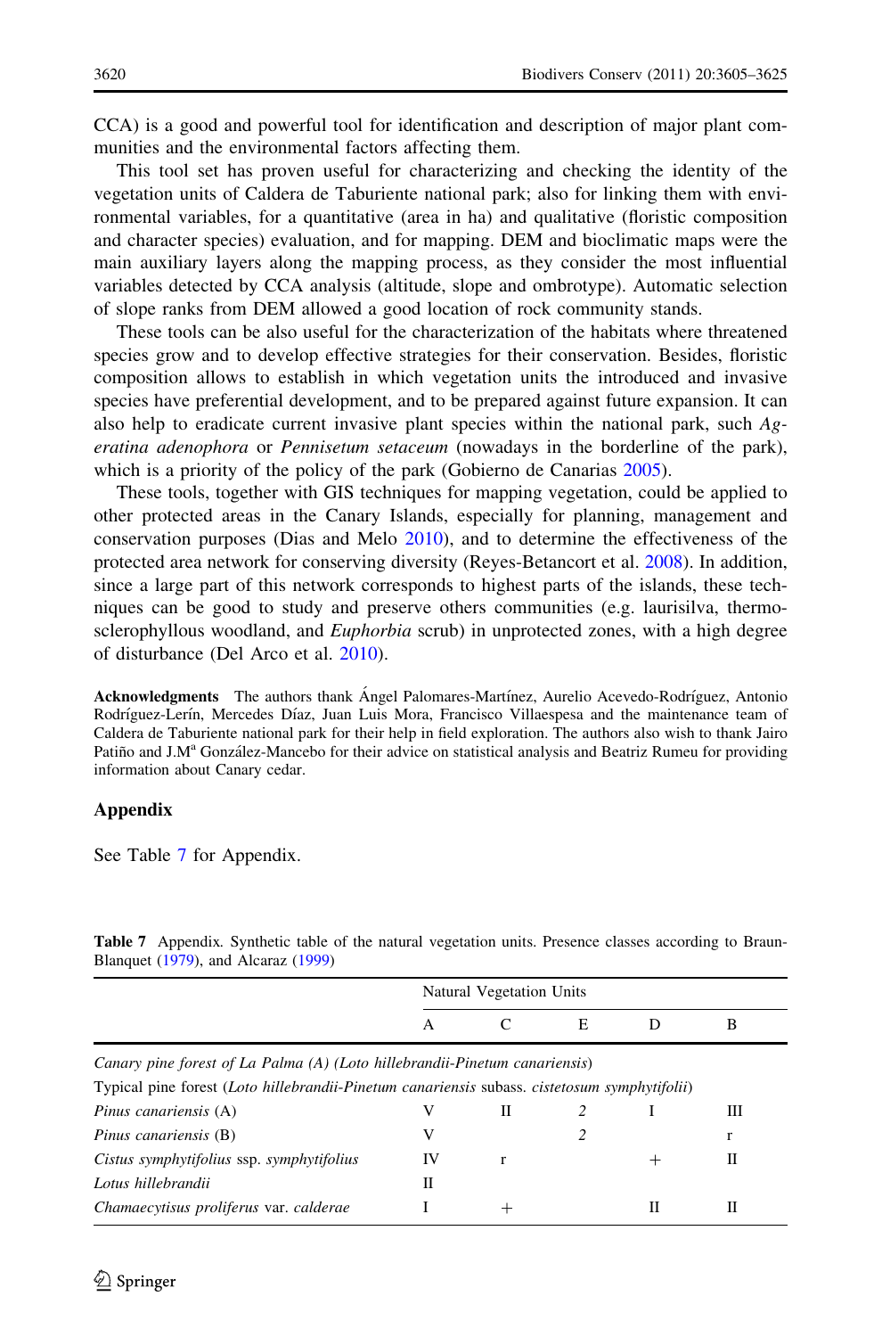CCA) is a good and powerful tool for identification and description of major plant communities and the environmental factors affecting them.

This tool set has proven useful for characterizing and checking the identity of the vegetation units of Caldera de Taburiente national park; also for linking them with environmental variables, for a quantitative (area in ha) and qualitative (floristic composition and character species) evaluation, and for mapping. DEM and bioclimatic maps were the main auxiliary layers along the mapping process, as they consider the most influential variables detected by CCA analysis (altitude, slope and ombrotype). Automatic selection of slope ranks from DEM allowed a good location of rock community stands.

These tools can be also useful for the characterization of the habitats where threatened species grow and to develop effective strategies for their conservation. Besides, floristic composition allows to establish in which vegetation units the introduced and invasive species have preferential development, and to be prepared against future expansion. It can also help to eradicate current invasive plant species within the national park, such *Ageratina adenophora* or *Pennisetum setaceum* (nowadays in the borderline of the park), which is a priority of the policy of the park (Gobierno de Canarias 2005).

These tools, together with GIS techniques for mapping vegetation, could be applied to other protected areas in the Canary Islands, especially for planning, management and conservation purposes (Dias and Melo 2010), and to determine the effectiveness of the protected area network for conserving diversity (Reyes-Betancort et al. 2008). In addition, since a large part of this network corresponds to highest parts of the islands, these techniques can be good to study and preserve others communities (e.g. laurisilva, thermosclerophyllous woodland, and *Euphorbia* scrub) in unprotected zones, with a high degree of disturbance (Del Arco et al. 2010).

**Acknowledgments** The authors thank Ángel Palomares-Martínez, Aurelio Acevedo-Rodríguez, Antonio Rodríguez-Lerín, Mercedes Díaz, Juan Luis Mora, Francisco Villaespesa and the maintenance team of Caldera de Taburiente national park for their help in field exploration. The authors also wish to thank Jairo Patiño and J.M[a] González-Mancebo for their advice on statistical analysis and Beatriz Rumeu for providing information about Canary cedar.

## Appendix

See Table 7 for Appendix.

**Table 7** Appendix. Synthetic table of the natural vegetation units. Presence classes according to Braun-Blanquet (1979), and Alcaraz (1999)

| | Natural Vegetation Units | | | | |
|---|---|---|---|---|---|
| | A | C | E | D | B |
| *Canary pine forest of La Palma (A) (Loto hillebrandii-Pinetum canariensis)* | | | | | |
| Typical pine forest (*Loto hillebrandii-Pinetum canariensis* subass. *cistetosum symphytifolii*) | | | | | |
| *Pinus canariensis* (A) | V | II | *2* | I | III |
| *Pinus canariensis* (B) | V | | *2* | | r |
| *Cistus symphytifolius* ssp. *symphytifolius* | IV | r | | + | II |
| *Lotus hillebrandii* | II | | | | |
| *Chamaecytisus proliferus* var. *calderae* | I | + | | II | II |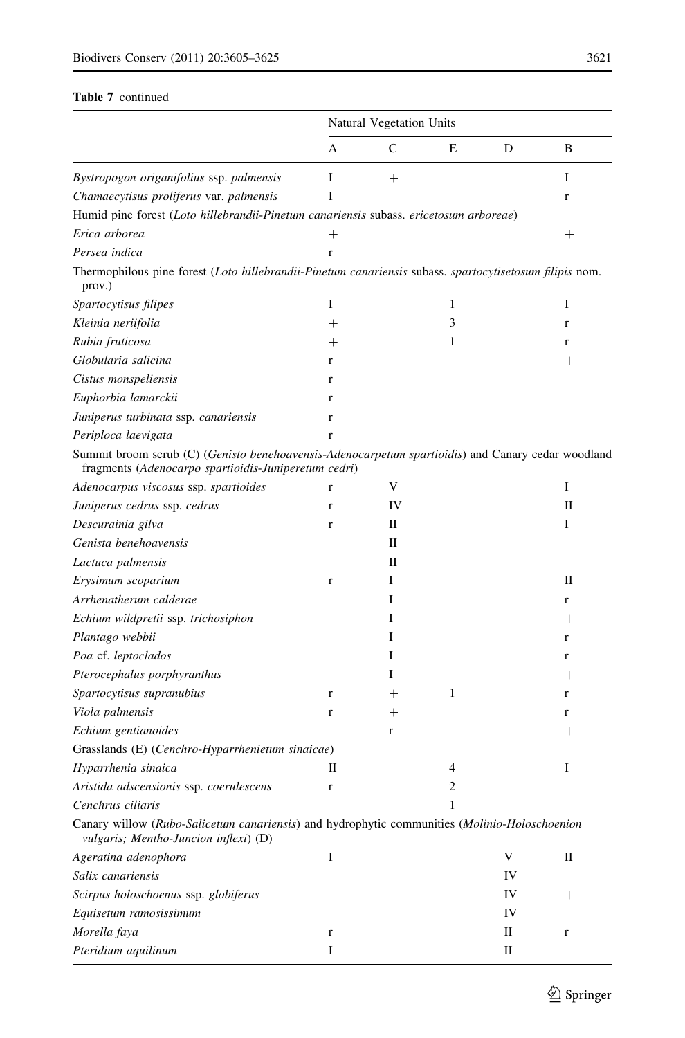**Table 7** continued

| | Natural Vegetation Units | | | | |
|---|---|---|---|---|---|
| | A | C | E | D | B |
| *Bystropogon origanifolius* ssp. *palmensis* | I | + | | | I |
| *Chamaecytisus proliferus* var. *palmensis* | I | | | + | r |
| Humid pine forest (*Loto hillebrandii-Pinetum canariensis* subass. *ericetosum arboreae*) | | | | | |
| *Erica arborea* | + | | | | + |
| *Persea indica* | r | | | + | |
| Thermophilous pine forest (*Loto hillebrandii-Pinetum canariensis* subass. *spartocytisetosum filipis* nom. prov.) | | | | | |
| *Spartocytisus filipes* | I | | 1 | | I |
| *Kleinia neriifolia* | + | | 3 | | r |
| *Rubia fruticosa* | + | | 1 | | r |
| *Globularia salicina* | r | | | | + |
| *Cistus monspeliensis* | r | | | | |
| *Euphorbia lamarckii* | r | | | | |
| *Juniperus turbinata* ssp. *canariensis* | r | | | | |
| *Periploca laevigata* | r | | | | |
| Summit broom scrub (C) (*Genisto benehoavensis-Adenocarpetum spartioidis*) and Canary cedar woodland fragments (*Adenocarpo spartioidis-Juniperetum cedri*) | | | | | |
| *Adenocarpus viscosus* ssp. *spartioides* | r | V | | | I |
| *Juniperus cedrus* ssp. *cedrus* | r | IV | | | II |
| *Descurainia gilva* | r | II | | | I |
| *Genista benehoavensis* | | II | | | |
| *Lactuca palmensis* | | II | | | |
| *Erysimum scoparium* | r | I | | | II |
| *Arrhenatherum calderae* | | I | | | r |
| *Echium wildpretii* ssp. *trichosiphon* | | I | | | + |
| *Plantago webbii* | | I | | | r |
| *Poa* cf. *leptoclados* | | I | | | r |
| *Pterocephalus porphyranthus* | | I | | | + |
| *Spartocytisus supranubius* | r | + | 1 | | r |
| *Viola palmensis* | r | + | | | r |
| *Echium gentianoides* | | r | | | + |
| Grasslands (E) (*Cenchro-Hyparrhenietum sinaicae*) | | | | | |
| *Hyparrhenia sinaica* | II | | 4 | | I |
| *Aristida adscensionis* ssp. *coerulescens* | r | | 2 | | |
| *Cenchrus ciliaris* | | | 1 | | |
| Canary willow (*Rubo-Salicetum canariensis*) and hydrophytic communities (*Molinio-Holoschoenion vulgaris; Mentho-Juncion inflexi*) (D) | | | | | |
| *Ageratina adenophora* | I | | | V | II |
| *Salix canariensis* | | | | IV | |
| *Scirpus holoschoenus* ssp. *globiferus* | | | | IV | + |
| *Equisetum ramosissimum* | | | | IV | |
| *Morella faya* | r | | | II | r |
| *Pteridium aquilinum* | I | | | II | |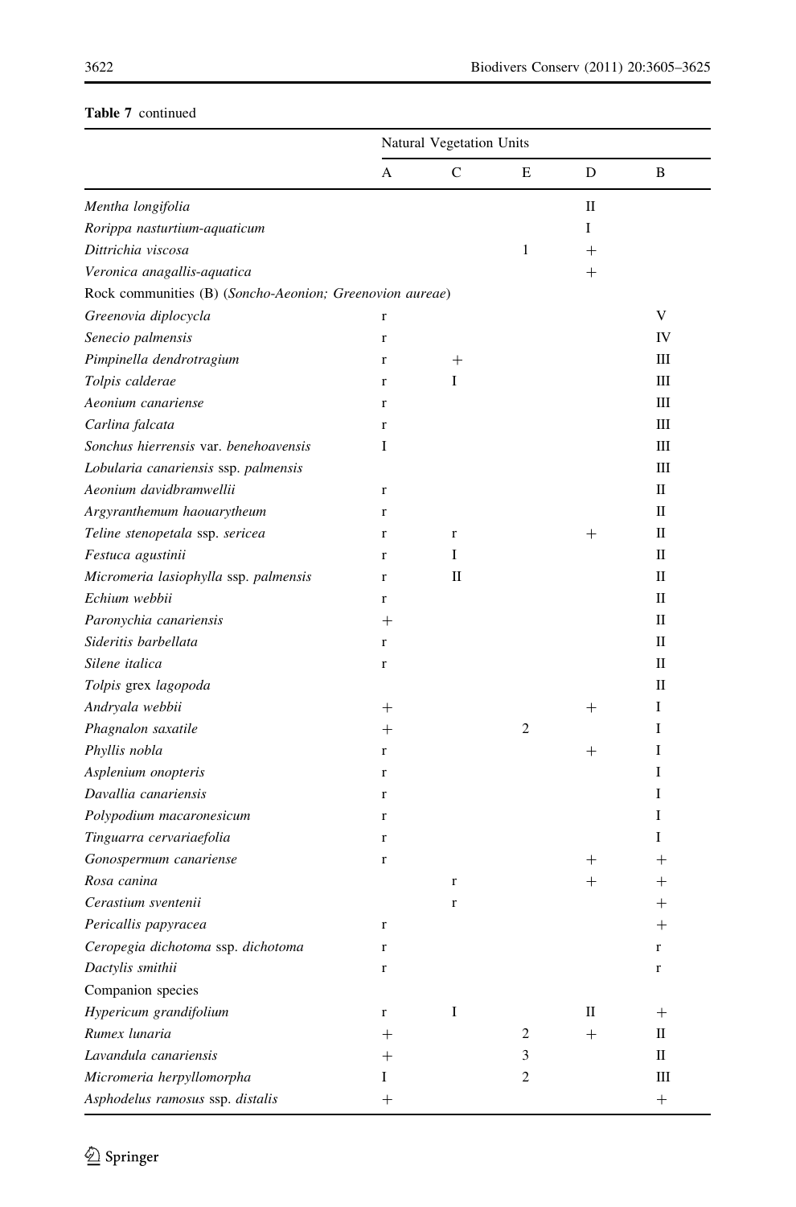**Table 7** continued

| | Natural Vegetation Units | | | | |
|---|---|---|---|---|---|
| | A | C | E | D | B |
| *Mentha longifolia* | | | | II | |
| *Rorippa nasturtium-aquaticum* | | | | I | |
| *Dittrichia viscosa* | | | 1 | + | |
| *Veronica anagallis-aquatica* | | | | + | |
| Rock communities (B) (*Soncho-Aeonion; Greenovion aureae*) | | | | | |
| *Greenovia diplocycla* | r | | | | V |
| *Senecio palmensis* | r | | | | IV |
| *Pimpinella dendrotragium* | r | + | | | III |
| *Tolpis calderae* | r | I | | | III |
| *Aeonium canariense* | r | | | | III |
| *Carlina falcata* | r | | | | III |
| *Sonchus hierrensis* var. *benehoavensis* | I | | | | III |
| *Lobularia canariensis* ssp. *palmensis* | | | | | III |
| *Aeonium davidbramwellii* | r | | | | II |
| *Argyranthemum haouarytheum* | r | | | | II |
| *Teline stenopetala* ssp. *sericea* | r | r | | + | II |
| *Festuca agustinii* | r | I | | | II |
| *Micromeria lasiophylla* ssp. *palmensis* | r | II | | | II |
| *Echium webbii* | r | | | | II |
| *Paronychia canariensis* | + | | | | II |
| *Sideritis barbellata* | r | | | | II |
| *Silene italica* | r | | | | II |
| *Tolpis* grex *lagopoda* | | | | | II |
| *Andryala webbii* | + | | | + | I |
| *Phagnalon saxatile* | + | | 2 | | I |
| *Phyllis nobla* | r | | | + | I |
| *Asplenium onopteris* | r | | | | I |
| *Davallia canariensis* | r | | | | I |
| *Polypodium macaronesicum* | r | | | | I |
| *Tinguarra cervariaefolia* | r | | | | I |
| *Gonospermum canariense* | r | | | + | + |
| *Rosa canina* | | r | | + | + |
| *Cerastium sventenii* | | r | | | + |
| *Pericallis papyracea* | r | | | | + |
| *Ceropegia dichotoma* ssp. *dichotoma* | r | | | | r |
| *Dactylis smithii* | r | | | | r |
| Companion species | | | | | |
| *Hypericum grandifolium* | r | I | | II | + |
| *Rumex lunaria* | + | | 2 | + | II |
| *Lavandula canariensis* | + | | 3 | | II |
| *Micromeria herpyllomorpha* | I | | 2 | | III |
| *Asphodelus ramosus* ssp. *distalis* | + | | | | + |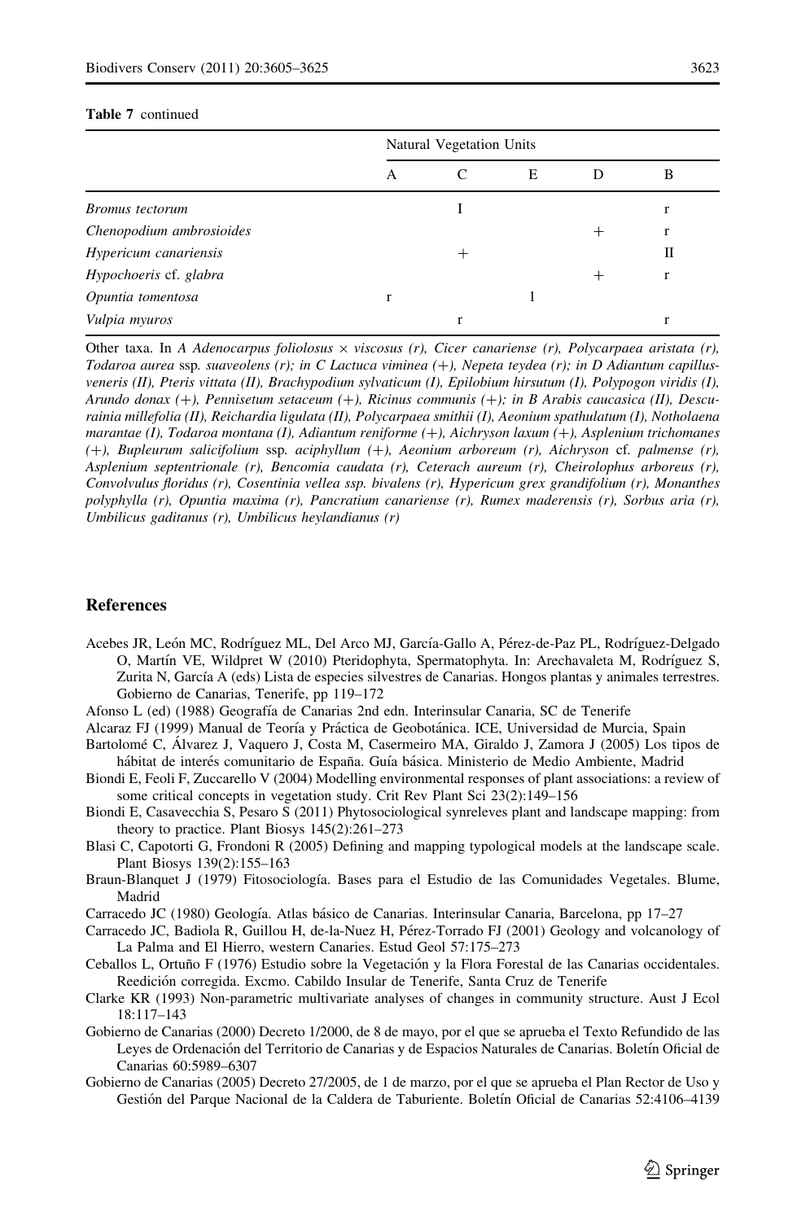**Table 7** continued

| | Natural Vegetation Units | | | | |
|---|---|---|---|---|---|
| | A | C | E | D | B |
| *Bromus tectorum* | | I | | | r |
| *Chenopodium ambrosioides* | | | | + | r |
| *Hypericum canariensis* | | + | | | II |
| *Hypochoeris* cf. *glabra* | | | | + | r |
| *Opuntia tomentosa* | r | | 1 | | |
| *Vulpia myuros* | | r | | | r |

Other taxa. In *A Adenocarpus foliolosus × viscosus (r), Cicer canariense (r), Polycarpaea aristata (r), Todaroa aurea* ssp. *suaveolens (r); in C Lactuca viminea (+), Nepeta teydea (r); in D Adiantum capillus-veneris (II), Pteris vittata (II), Brachypodium sylvaticum (I), Epilobium hirsutum (I), Polypogon viridis (I), Arundo donax (+), Pennisetum setaceum (+), Ricinus communis (+); in B Arabis caucasica (II), Descurainia millefolia (II), Reichardia ligulata (II), Polycarpaea smithii (I), Aeonium spathulatum (I), Notholaena marantae (I), Todaroa montana (I), Adiantum reniforme (+), Aichryson laxum (+), Asplenium trichomanes (+), Bupleurum salicifolium* ssp. *aciphyllum (+), Aeonium arboreum (r), Aichryson* cf. *palmense (r), Asplenium septentrionale (r), Bencomia caudata (r), Ceterach aureum (r), Cheirolophus arboreus (r), Convolvulus floridus (r), Cosentinia vellea ssp. bivalens (r), Hypericum grex grandifolium (r), Monanthes polyphylla (r), Opuntia maxima (r), Pancratium canariense (r), Rumex maderensis (r), Sorbus aria (r), Umbilicus gaditanus (r), Umbilicus heylandianus (r)*

## References

Acebes JR, León MC, Rodríguez ML, Del Arco MJ, García-Gallo A, Pérez-de-Paz PL, Rodríguez-Delgado O, Martín VE, Wildpret W (2010) Pteridophyta, Spermatophyta. In: Arechavaleta M, Rodríguez S, Zurita N, García A (eds) Lista de especies silvestres de Canarias. Hongos plantas y animales terrestres. Gobierno de Canarias, Tenerife, pp 119–172

Afonso L (ed) (1988) Geografía de Canarias 2nd edn. Interinsular Canaria, SC de Tenerife

Alcaraz FJ (1999) Manual de Teoría y Práctica de Geobotánica. ICE, Universidad de Murcia, Spain

Bartolomé C, Álvarez J, Vaquero J, Costa M, Casermeiro MA, Giraldo J, Zamora J (2005) Los tipos de hábitat de interés comunitario de España. Guía básica. Ministerio de Medio Ambiente, Madrid

Biondi E, Feoli F, Zuccarello V (2004) Modelling environmental responses of plant associations: a review of some critical concepts in vegetation study. Crit Rev Plant Sci 23(2):149–156

Biondi E, Casavecchia S, Pesaro S (2011) Phytosociological synreleves plant and landscape mapping: from theory to practice. Plant Biosys 145(2):261–273

Blasi C, Capotorti G, Frondoni R (2005) Defining and mapping typological models at the landscape scale. Plant Biosys 139(2):155–163

Braun-Blanquet J (1979) Fitosociología. Bases para el Estudio de las Comunidades Vegetales. Blume, Madrid

Carracedo JC (1980) Geología. Atlas básico de Canarias. Interinsular Canaria, Barcelona, pp 17–27

Carracedo JC, Badiola R, Guillou H, de-la-Nuez H, Pérez-Torrado FJ (2001) Geology and volcanology of La Palma and El Hierro, western Canaries. Estud Geol 57:175–273

Ceballos L, Ortuño F (1976) Estudio sobre la Vegetación y la Flora Forestal de las Canarias occidentales. Reedición corregida. Excmo. Cabildo Insular de Tenerife, Santa Cruz de Tenerife

Clarke KR (1993) Non-parametric multivariate analyses of changes in community structure. Aust J Ecol 18:117–143

Gobierno de Canarias (2000) Decreto 1/2000, de 8 de mayo, por el que se aprueba el Texto Refundido de las Leyes de Ordenación del Territorio de Canarias y de Espacios Naturales de Canarias. Boletín Oficial de Canarias 60:5989–6307

Gobierno de Canarias (2005) Decreto 27/2005, de 1 de marzo, por el que se aprueba el Plan Rector de Uso y Gestión del Parque Nacional de la Caldera de Taburiente. Boletín Oficial de Canarias 52:4106–4139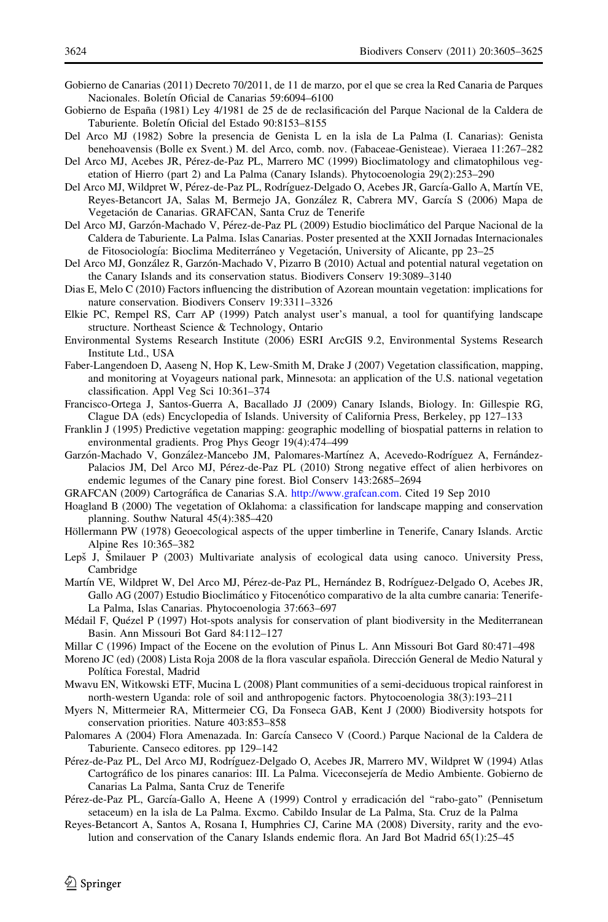Gobierno de Canarias (2011) Decreto 70/2011, de 11 de marzo, por el que se crea la Red Canaria de Parques Nacionales. Boletín Oficial de Canarias 59:6094–6100

Gobierno de España (1981) Ley 4/1981 de 25 de de reclasificación del Parque Nacional de la Caldera de Taburiente. Boletín Oficial del Estado 90:8153–8155

Del Arco MJ (1982) Sobre la presencia de Genista L en la isla de La Palma (I. Canarias): Genista benehoavensis (Bolle ex Svent.) M. del Arco, comb. nov. (Fabaceae-Genisteae). Vieraea 11:267–282

Del Arco MJ, Acebes JR, Pérez-de-Paz PL, Marrero MC (1999) Bioclimatology and climatophilous vegetation of Hierro (part 2) and La Palma (Canary Islands). Phytocoenologia 29(2):253–290

Del Arco MJ, Wildpret W, Pérez-de-Paz PL, Rodríguez-Delgado O, Acebes JR, García-Gallo A, Martín VE, Reyes-Betancort JA, Salas M, Bermejo JA, González R, Cabrera MV, García S (2006) Mapa de Vegetación de Canarias. GRAFCAN, Santa Cruz de Tenerife

Del Arco MJ, Garzón-Machado V, Pérez-de-Paz PL (2009) Estudio bioclimático del Parque Nacional de la Caldera de Taburiente. La Palma. Islas Canarias. Poster presented at the XXII Jornadas Internacionales de Fitosociología: Bioclima Mediterráneo y Vegetación, University of Alicante, pp 23–25

Del Arco MJ, González R, Garzón-Machado V, Pizarro B (2010) Actual and potential natural vegetation on the Canary Islands and its conservation status. Biodivers Conserv 19:3089–3140

Dias E, Melo C (2010) Factors influencing the distribution of Azorean mountain vegetation: implications for nature conservation. Biodivers Conserv 19:3311–3326

Elkie PC, Rempel RS, Carr AP (1999) Patch analyst user's manual, a tool for quantifying landscape structure. Northeast Science & Technology, Ontario

Environmental Systems Research Institute (2006) ESRI ArcGIS 9.2, Environmental Systems Research Institute Ltd., USA

Faber-Langendoen D, Aaseng N, Hop K, Lew-Smith M, Drake J (2007) Vegetation classification, mapping, and monitoring at Voyageurs national park, Minnesota: an application of the U.S. national vegetation classification. Appl Veg Sci 10:361–374

Francisco-Ortega J, Santos-Guerra A, Bacallado JJ (2009) Canary Islands, Biology. In: Gillespie RG, Clague DA (eds) Encyclopedia of Islands. University of California Press, Berkeley, pp 127–133

Franklin J (1995) Predictive vegetation mapping: geographic modelling of biospatial patterns in relation to environmental gradients. Prog Phys Geogr 19(4):474–499

Garzón-Machado V, González-Mancebo JM, Palomares-Martínez A, Acevedo-Rodríguez A, Fernández-Palacios JM, Del Arco MJ, Pérez-de-Paz PL (2010) Strong negative effect of alien herbivores on endemic legumes of the Canary pine forest. Biol Conserv 143:2685–2694

GRAFCAN (2009) Cartográfica de Canarias S.A. http://www.grafcan.com. Cited 19 Sep 2010

Hoagland B (2000) The vegetation of Oklahoma: a classification for landscape mapping and conservation planning. Southw Natural 45(4):385–420

Höllermann PW (1978) Geoecological aspects of the upper timberline in Tenerife, Canary Islands. Arctic Alpine Res 10:365–382

Lepš J, Šmilauer P (2003) Multivariate analysis of ecological data using canoco. University Press, Cambridge

Martín VE, Wildpret W, Del Arco MJ, Pérez-de-Paz PL, Hernández B, Rodríguez-Delgado O, Acebes JR, Gallo AG (2007) Estudio Bioclimático y Fitocenótico comparativo de la alta cumbre canaria: Tenerife-La Palma, Islas Canarias. Phytocoenologia 37:663–697

Médail F, Quézel P (1997) Hot-spots analysis for conservation of plant biodiversity in the Mediterranean Basin. Ann Missouri Bot Gard 84:112–127

Millar C (1996) Impact of the Eocene on the evolution of Pinus L. Ann Missouri Bot Gard 80:471–498

Moreno JC (ed) (2008) Lista Roja 2008 de la flora vascular española. Dirección General de Medio Natural y Política Forestal, Madrid

Mwavu EN, Witkowski ETF, Mucina L (2008) Plant communities of a semi-deciduous tropical rainforest in north-western Uganda: role of soil and anthropogenic factors. Phytocoenologia 38(3):193–211

Myers N, Mittermeier RA, Mittermeier CG, Da Fonseca GAB, Kent J (2000) Biodiversity hotspots for conservation priorities. Nature 403:853–858

Palomares A (2004) Flora Amenazada. In: García Canseco V (Coord.) Parque Nacional de la Caldera de Taburiente. Canseco editores. pp 129–142

Pérez-de-Paz PL, Del Arco MJ, Rodríguez-Delgado O, Acebes JR, Marrero MV, Wildpret W (1994) Atlas Cartográfico de los pinares canarios: III. La Palma. Viceconsejería de Medio Ambiente. Gobierno de Canarias La Palma, Santa Cruz de Tenerife

Pérez-de-Paz PL, García-Gallo A, Heene A (1999) Control y erradicación del "rabo-gato" (Pennisetum setaceum) en la isla de La Palma. Excmo. Cabildo Insular de La Palma, Sta. Cruz de la Palma

Reyes-Betancort A, Santos A, Rosana I, Humphries CJ, Carine MA (2008) Diversity, rarity and the evolution and conservation of the Canary Islands endemic flora. An Jard Bot Madrid 65(1):25–45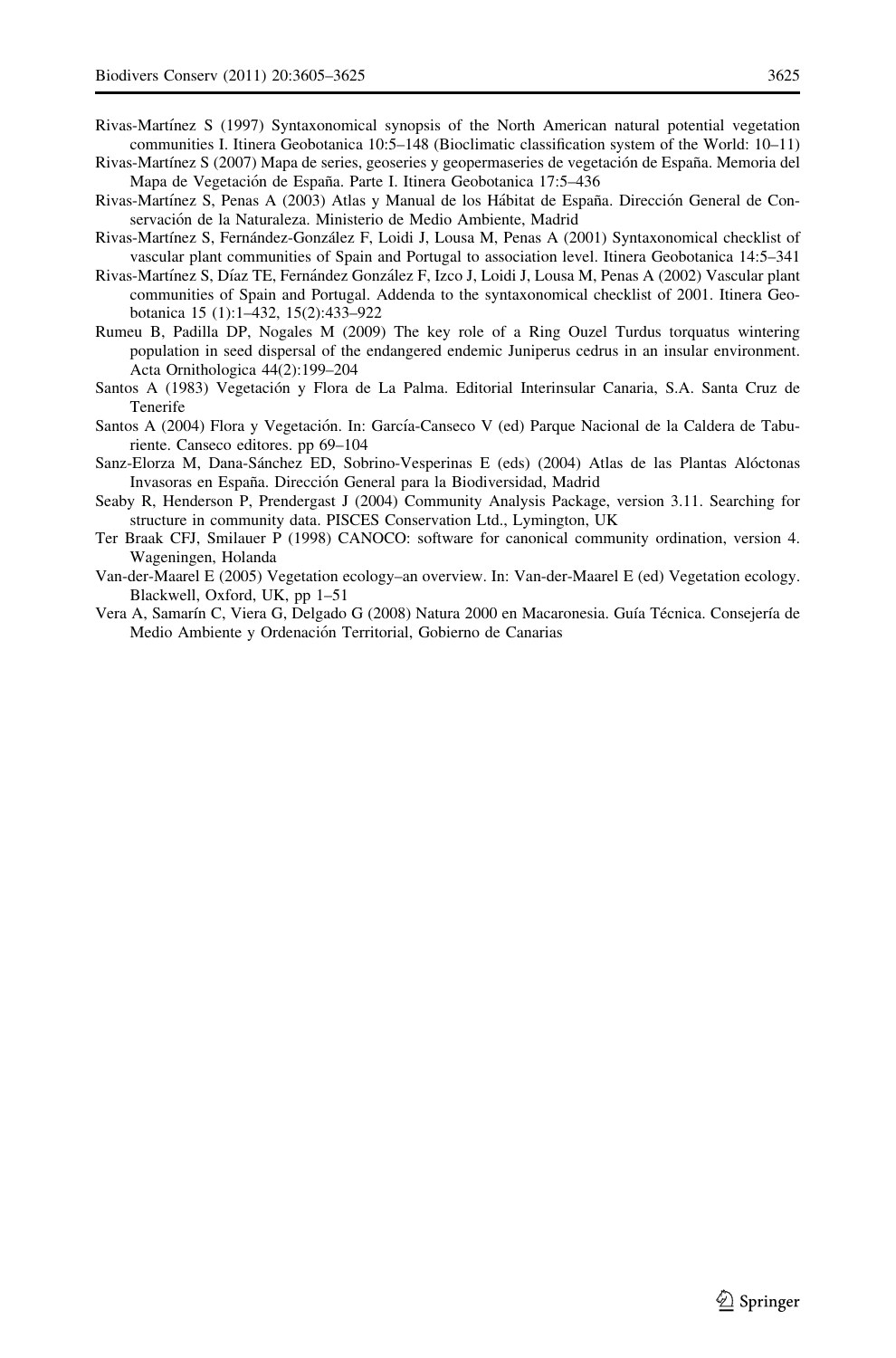Rivas-Martínez S (1997) Syntaxonomical synopsis of the North American natural potential vegetation communities I. Itinera Geobotanica 10:5–148 (Bioclimatic classification system of the World: 10–11)

Rivas-Martínez S (2007) Mapa de series, geoseries y geopermaseries de vegetación de España. Memoria del Mapa de Vegetación de España. Parte I. Itinera Geobotanica 17:5–436

Rivas-Martínez S, Penas A (2003) Atlas y Manual de los Hábitat de España. Dirección General de Conservación de la Naturaleza. Ministerio de Medio Ambiente, Madrid

Rivas-Martínez S, Fernández-González F, Loidi J, Lousa M, Penas A (2001) Syntaxonomical checklist of vascular plant communities of Spain and Portugal to association level. Itinera Geobotanica 14:5–341

Rivas-Martínez S, Díaz TE, Fernández González F, Izco J, Loidi J, Lousa M, Penas A (2002) Vascular plant communities of Spain and Portugal. Addenda to the syntaxonomical checklist of 2001. Itinera Geobotanica 15 (1):1–432, 15(2):433–922

Rumeu B, Padilla DP, Nogales M (2009) The key role of a Ring Ouzel Turdus torquatus wintering population in seed dispersal of the endangered endemic Juniperus cedrus in an insular environment. Acta Ornithologica 44(2):199–204

Santos A (1983) Vegetación y Flora de La Palma. Editorial Interinsular Canaria, S.A. Santa Cruz de Tenerife

Santos A (2004) Flora y Vegetación. In: García-Canseco V (ed) Parque Nacional de la Caldera de Taburiente. Canseco editores. pp 69–104

Sanz-Elorza M, Dana-Sánchez ED, Sobrino-Vesperinas E (eds) (2004) Atlas de las Plantas Alóctonas Invasoras en España. Dirección General para la Biodiversidad, Madrid

Seaby R, Henderson P, Prendergast J (2004) Community Analysis Package, version 3.11. Searching for structure in community data. PISCES Conservation Ltd., Lymington, UK

Ter Braak CFJ, Smilauer P (1998) CANOCO: software for canonical community ordination, version 4. Wageningen, Holanda

Van-der-Maarel E (2005) Vegetation ecology–an overview. In: Van-der-Maarel E (ed) Vegetation ecology. Blackwell, Oxford, UK, pp 1–51

Vera A, Samarín C, Viera G, Delgado G (2008) Natura 2000 en Macaronesia. Guía Técnica. Consejería de Medio Ambiente y Ordenación Territorial, Gobierno de Canarias